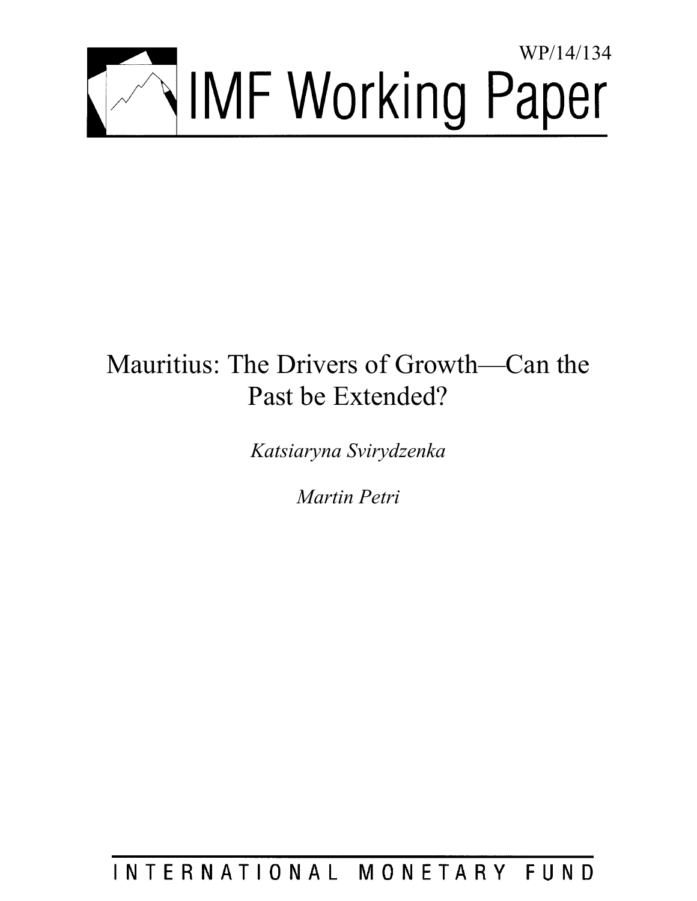WP/14/134

# IMF Working Paper

# Mauritius: The Drivers of Growth—Can the Past be Extended?

*Katsiaryna Svirydzenka*

*Martin Petri*

INTERNATIONAL MONETARY FUND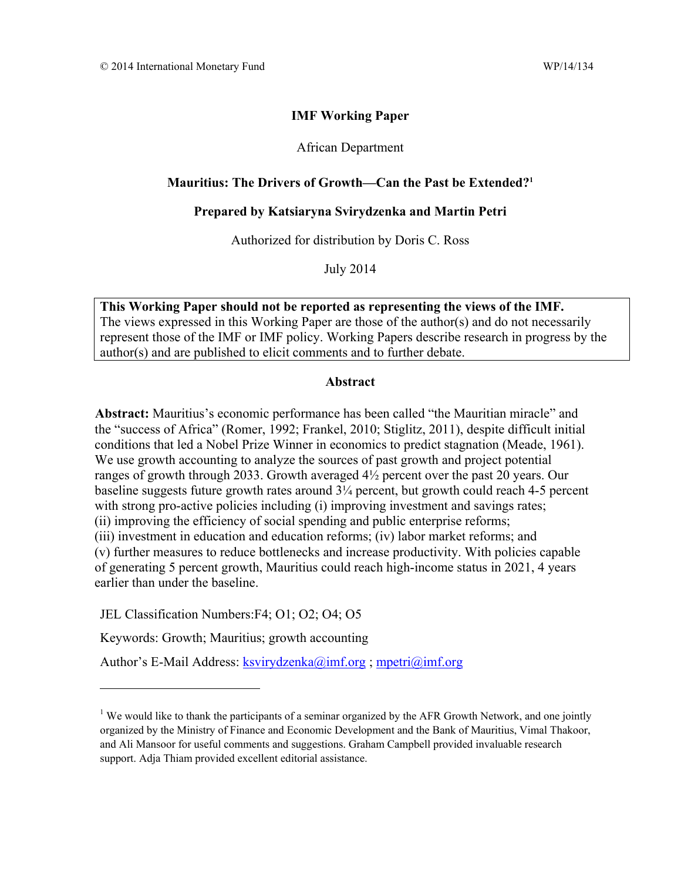© 2014 International Monetary Fund WP/14/134

**IMF Working Paper**

African Department

**Mauritius: The Drivers of Growth—Can the Past be Extended?[1]**

**Prepared by Katsiaryna Svirydzenka and Martin Petri**

Authorized for distribution by Doris C. Ross

July 2014

> **This Working Paper should not be reported as representing the views of the IMF.**
> The views expressed in this Working Paper are those of the author(s) and do not necessarily represent those of the IMF or IMF policy. Working Papers describe research in progress by the author(s) and are published to elicit comments and to further debate.

**Abstract**

**Abstract:** Mauritius's economic performance has been called "the Mauritian miracle" and the "success of Africa" (Romer, 1992; Frankel, 2010; Stiglitz, 2011), despite difficult initial conditions that led a Nobel Prize Winner in economics to predict stagnation (Meade, 1961). We use growth accounting to analyze the sources of past growth and project potential ranges of growth through 2033. Growth averaged 4½ percent over the past 20 years. Our baseline suggests future growth rates around 3¼ percent, but growth could reach 4-5 percent with strong pro-active policies including (i) improving investment and savings rates; (ii) improving the efficiency of social spending and public enterprise reforms; (iii) investment in education and education reforms; (iv) labor market reforms; and (v) further measures to reduce bottlenecks and increase productivity. With policies capable of generating 5 percent growth, Mauritius could reach high-income status in 2021, 4 years earlier than under the baseline.

JEL Classification Numbers:F4; O1; O2; O4; O5

Keywords: Growth; Mauritius; growth accounting

Author's E-Mail Address: ksvirydzenka@imf.org ; mpetri@imf.org

---

[1] We would like to thank the participants of a seminar organized by the AFR Growth Network, and one jointly organized by the Ministry of Finance and Economic Development and the Bank of Mauritius, Vimal Thakoor, and Ali Mansoor for useful comments and suggestions. Graham Campbell provided invaluable research support. Adja Thiam provided excellent editorial assistance.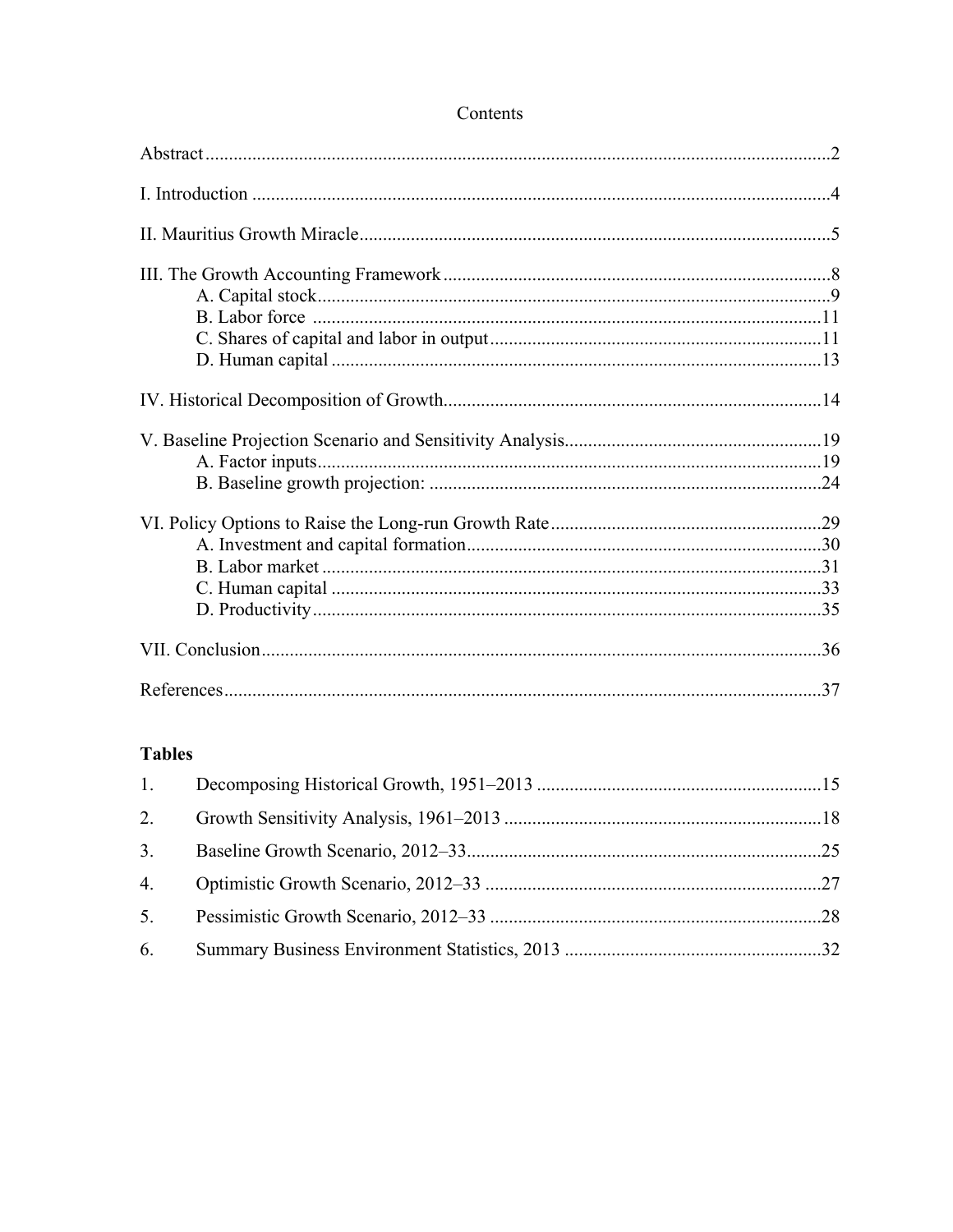# Contents

Abstract ..... 2

I. Introduction ..... 4

II. Mauritius Growth Miracle ..... 5

III. The Growth Accounting Framework ..... 8
- A. Capital stock ..... 9
- B. Labor force ..... 11
- C. Shares of capital and labor in output ..... 11
- D. Human capital ..... 13

IV. Historical Decomposition of Growth ..... 14

V. Baseline Projection Scenario and Sensitivity Analysis ..... 19
- A. Factor inputs ..... 19
- B. Baseline growth projection: ..... 24

VI. Policy Options to Raise the Long-run Growth Rate ..... 29
- A. Investment and capital formation ..... 30
- B. Labor market ..... 31
- C. Human capital ..... 33
- D. Productivity ..... 35

VII. Conclusion ..... 36

References ..... 37

**Tables**

1. Decomposing Historical Growth, 1951–2013 ..... 15
2. Growth Sensitivity Analysis, 1961–2013 ..... 18
3. Baseline Growth Scenario, 2012–33 ..... 25
4. Optimistic Growth Scenario, 2012–33 ..... 27
5. Pessimistic Growth Scenario, 2012–33 ..... 28
6. Summary Business Environment Statistics, 2013 ..... 32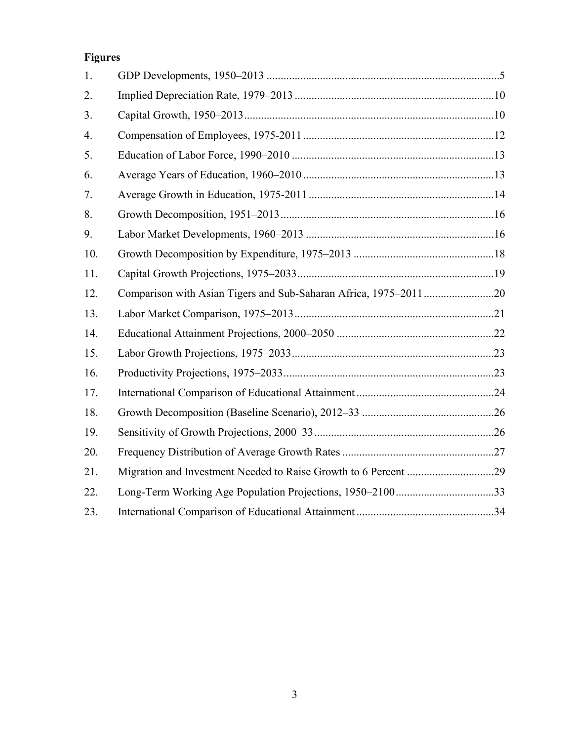**Figures**

1. GDP Developments, 1950–2013 ..................................................................................5
2. Implied Depreciation Rate, 1979–2013 ......................................................................10
3. Capital Growth, 1950–2013........................................................................................10
4. Compensation of Employees, 1975-2011 ....................................................................12
5. Education of Labor Force, 1990–2010 ........................................................................13
6. Average Years of Education, 1960–2010 ....................................................................13
7. Average Growth in Education, 1975-2011 .................................................................14
8. Growth Decomposition, 1951–2013............................................................................16
9. Labor Market Developments, 1960–2013 ...................................................................16
10. Growth Decomposition by Expenditure, 1975–2013 .................................................18
11. Capital Growth Projections, 1975–2033......................................................................19
12. Comparison with Asian Tigers and Sub-Saharan Africa, 1975–2011.........................20
13. Labor Market Comparison, 1975–2013.......................................................................21
14. Educational Attainment Projections, 2000–2050 ........................................................22
15. Labor Growth Projections, 1975–2033.......................................................................23
16. Productivity Projections, 1975–2033...........................................................................23
17. International Comparison of Educational Attainment .................................................24
18. Growth Decomposition (Baseline Scenario), 2012–33 ...............................................26
19. Sensitivity of Growth Projections, 2000–33................................................................26
20. Frequency Distribution of Average Growth Rates ......................................................27
21. Migration and Investment Needed to Raise Growth to 6 Percent ...............................29
22. Long-Term Working Age Population Projections, 1950–2100...................................33
23. International Comparison of Educational Attainment .................................................34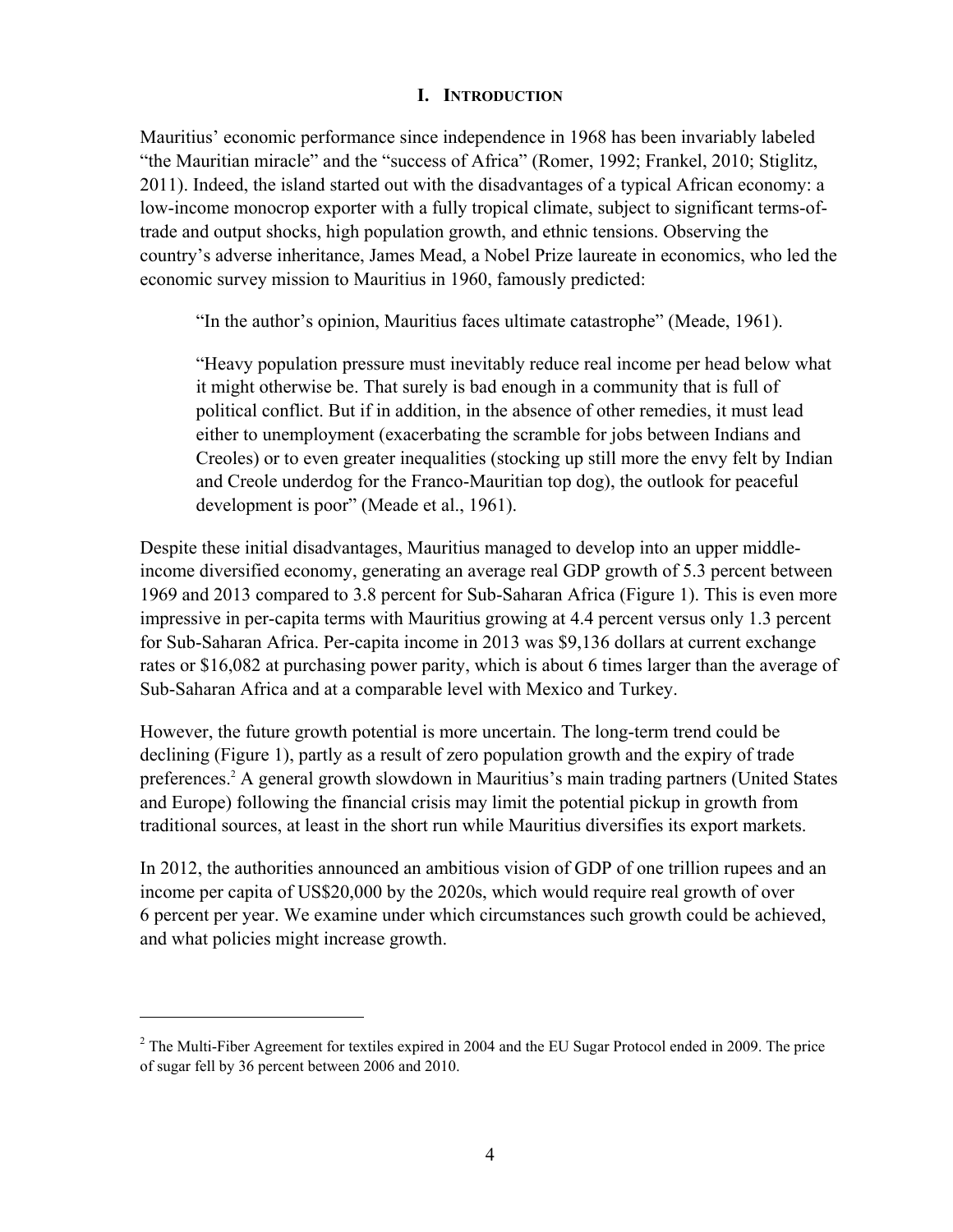## I. INTRODUCTION

Mauritius' economic performance since independence in 1968 has been invariably labeled "the Mauritian miracle" and the "success of Africa" (Romer, 1992; Frankel, 2010; Stiglitz, 2011). Indeed, the island started out with the disadvantages of a typical African economy: a low-income monocrop exporter with a fully tropical climate, subject to significant terms-of-trade and output shocks, high population growth, and ethnic tensions. Observing the country's adverse inheritance, James Mead, a Nobel Prize laureate in economics, who led the economic survey mission to Mauritius in 1960, famously predicted:

> "In the author's opinion, Mauritius faces ultimate catastrophe" (Meade, 1961).
>
> "Heavy population pressure must inevitably reduce real income per head below what it might otherwise be. That surely is bad enough in a community that is full of political conflict. But if in addition, in the absence of other remedies, it must lead either to unemployment (exacerbating the scramble for jobs between Indians and Creoles) or to even greater inequalities (stocking up still more the envy felt by Indian and Creole underdog for the Franco-Mauritian top dog), the outlook for peaceful development is poor" (Meade et al., 1961).

Despite these initial disadvantages, Mauritius managed to develop into an upper middle-income diversified economy, generating an average real GDP growth of 5.3 percent between 1969 and 2013 compared to 3.8 percent for Sub-Saharan Africa (Figure 1). This is even more impressive in per-capita terms with Mauritius growing at 4.4 percent versus only 1.3 percent for Sub-Saharan Africa. Per-capita income in 2013 was $9,136 dollars at current exchange rates or $16,082 at purchasing power parity, which is about 6 times larger than the average of Sub-Saharan Africa and at a comparable level with Mexico and Turkey.

However, the future growth potential is more uncertain. The long-term trend could be declining (Figure 1), partly as a result of zero population growth and the expiry of trade preferences.[2] A general growth slowdown in Mauritius's main trading partners (United States and Europe) following the financial crisis may limit the potential pickup in growth from traditional sources, at least in the short run while Mauritius diversifies its export markets.

In 2012, the authorities announced an ambitious vision of GDP of one trillion rupees and an income per capita of US$20,000 by the 2020s, which would require real growth of over 6 percent per year. We examine under which circumstances such growth could be achieved, and what policies might increase growth.

---

[2] The Multi-Fiber Agreement for textiles expired in 2004 and the EU Sugar Protocol ended in 2009. The price of sugar fell by 36 percent between 2006 and 2010.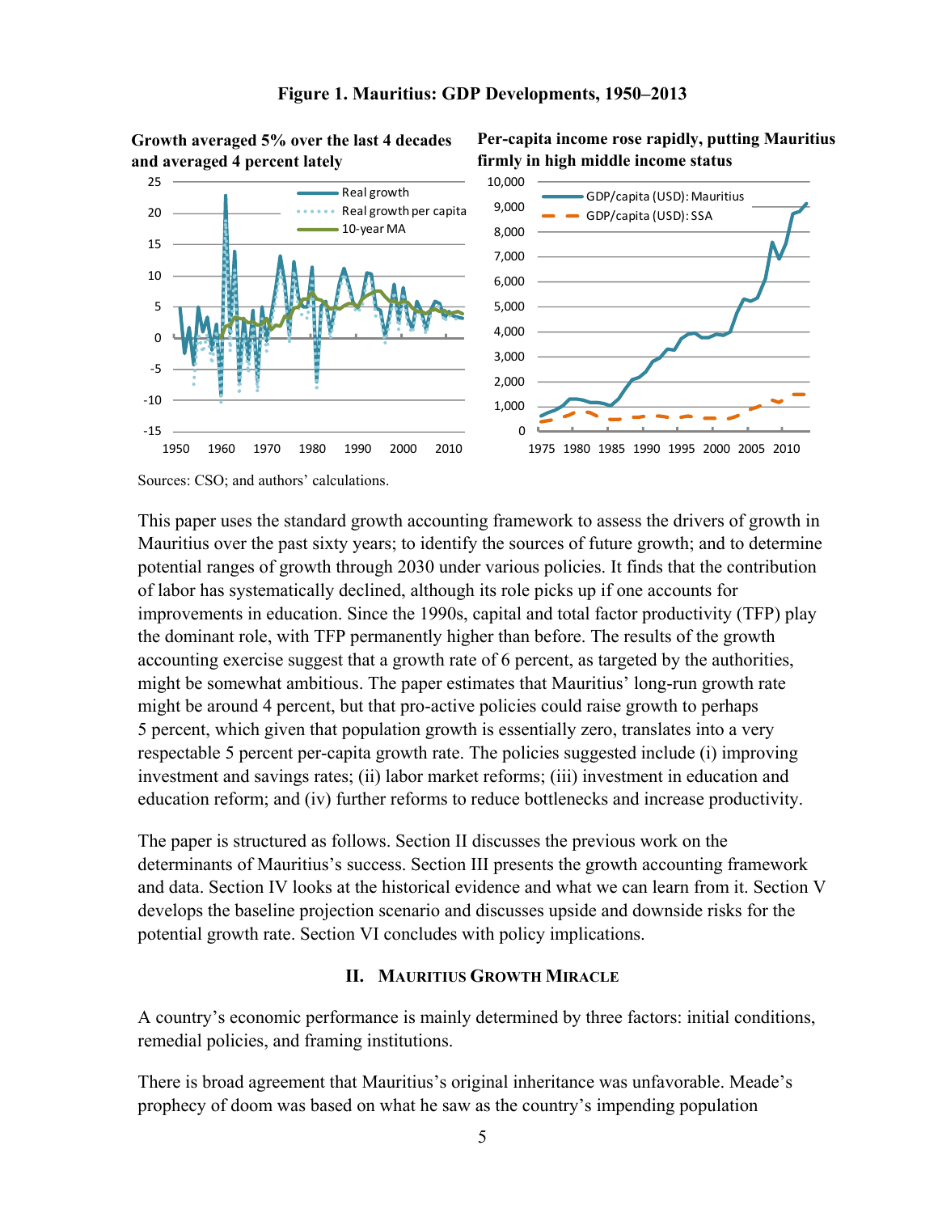**Figure 1. Mauritius: GDP Developments, 1950–2013**

**Growth averaged 5% over the last 4 decades and averaged 4 percent lately**

**Per-capita income rose rapidly, putting Mauritius firmly in high middle income status**

Sources: CSO; and authors' calculations.

This paper uses the standard growth accounting framework to assess the drivers of growth in Mauritius over the past sixty years; to identify the sources of future growth; and to determine potential ranges of growth through 2030 under various policies. It finds that the contribution of labor has systematically declined, although its role picks up if one accounts for improvements in education. Since the 1990s, capital and total factor productivity (TFP) play the dominant role, with TFP permanently higher than before. The results of the growth accounting exercise suggest that a growth rate of 6 percent, as targeted by the authorities, might be somewhat ambitious. The paper estimates that Mauritius' long-run growth rate might be around 4 percent, but that pro-active policies could raise growth to perhaps 5 percent, which given that population growth is essentially zero, translates into a very respectable 5 percent per-capita growth rate. The policies suggested include (i) improving investment and savings rates; (ii) labor market reforms; (iii) investment in education and education reform; and (iv) further reforms to reduce bottlenecks and increase productivity.

The paper is structured as follows. Section II discusses the previous work on the determinants of Mauritius's success. Section III presents the growth accounting framework and data. Section IV looks at the historical evidence and what we can learn from it. Section V develops the baseline projection scenario and discusses upside and downside risks for the potential growth rate. Section VI concludes with policy implications.

## II. Mauritius Growth Miracle

A country's economic performance is mainly determined by three factors: initial conditions, remedial policies, and framing institutions.

There is broad agreement that Mauritius's original inheritance was unfavorable. Meade's prophecy of doom was based on what he saw as the country's impending population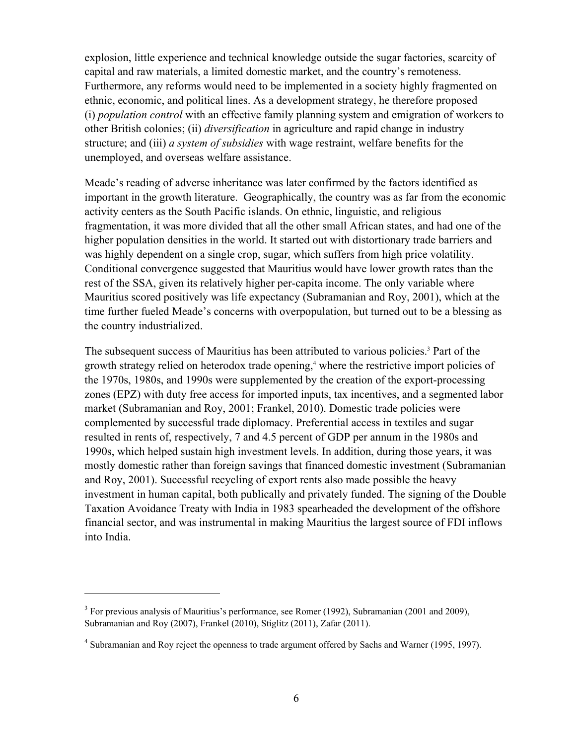explosion, little experience and technical knowledge outside the sugar factories, scarcity of capital and raw materials, a limited domestic market, and the country's remoteness. Furthermore, any reforms would need to be implemented in a society highly fragmented on ethnic, economic, and political lines. As a development strategy, he therefore proposed (i) *population control* with an effective family planning system and emigration of workers to other British colonies; (ii) *diversification* in agriculture and rapid change in industry structure; and (iii) *a system of subsidies* with wage restraint, welfare benefits for the unemployed, and overseas welfare assistance.

Meade's reading of adverse inheritance was later confirmed by the factors identified as important in the growth literature. Geographically, the country was as far from the economic activity centers as the South Pacific islands. On ethnic, linguistic, and religious fragmentation, it was more divided that all the other small African states, and had one of the higher population densities in the world. It started out with distortionary trade barriers and was highly dependent on a single crop, sugar, which suffers from high price volatility. Conditional convergence suggested that Mauritius would have lower growth rates than the rest of the SSA, given its relatively higher per-capita income. The only variable where Mauritius scored positively was life expectancy (Subramanian and Roy, 2001), which at the time further fueled Meade's concerns with overpopulation, but turned out to be a blessing as the country industrialized.

The subsequent success of Mauritius has been attributed to various policies.[3] Part of the growth strategy relied on heterodox trade opening,[4] where the restrictive import policies of the 1970s, 1980s, and 1990s were supplemented by the creation of the export-processing zones (EPZ) with duty free access for imported inputs, tax incentives, and a segmented labor market (Subramanian and Roy, 2001; Frankel, 2010). Domestic trade policies were complemented by successful trade diplomacy. Preferential access in textiles and sugar resulted in rents of, respectively, 7 and 4.5 percent of GDP per annum in the 1980s and 1990s, which helped sustain high investment levels. In addition, during those years, it was mostly domestic rather than foreign savings that financed domestic investment (Subramanian and Roy, 2001). Successful recycling of export rents also made possible the heavy investment in human capital, both publically and privately funded. The signing of the Double Taxation Avoidance Treaty with India in 1983 spearheaded the development of the offshore financial sector, and was instrumental in making Mauritius the largest source of FDI inflows into India.

[3] For previous analysis of Mauritius's performance, see Romer (1992), Subramanian (2001 and 2009), Subramanian and Roy (2007), Frankel (2010), Stiglitz (2011), Zafar (2011).

[4] Subramanian and Roy reject the openness to trade argument offered by Sachs and Warner (1995, 1997).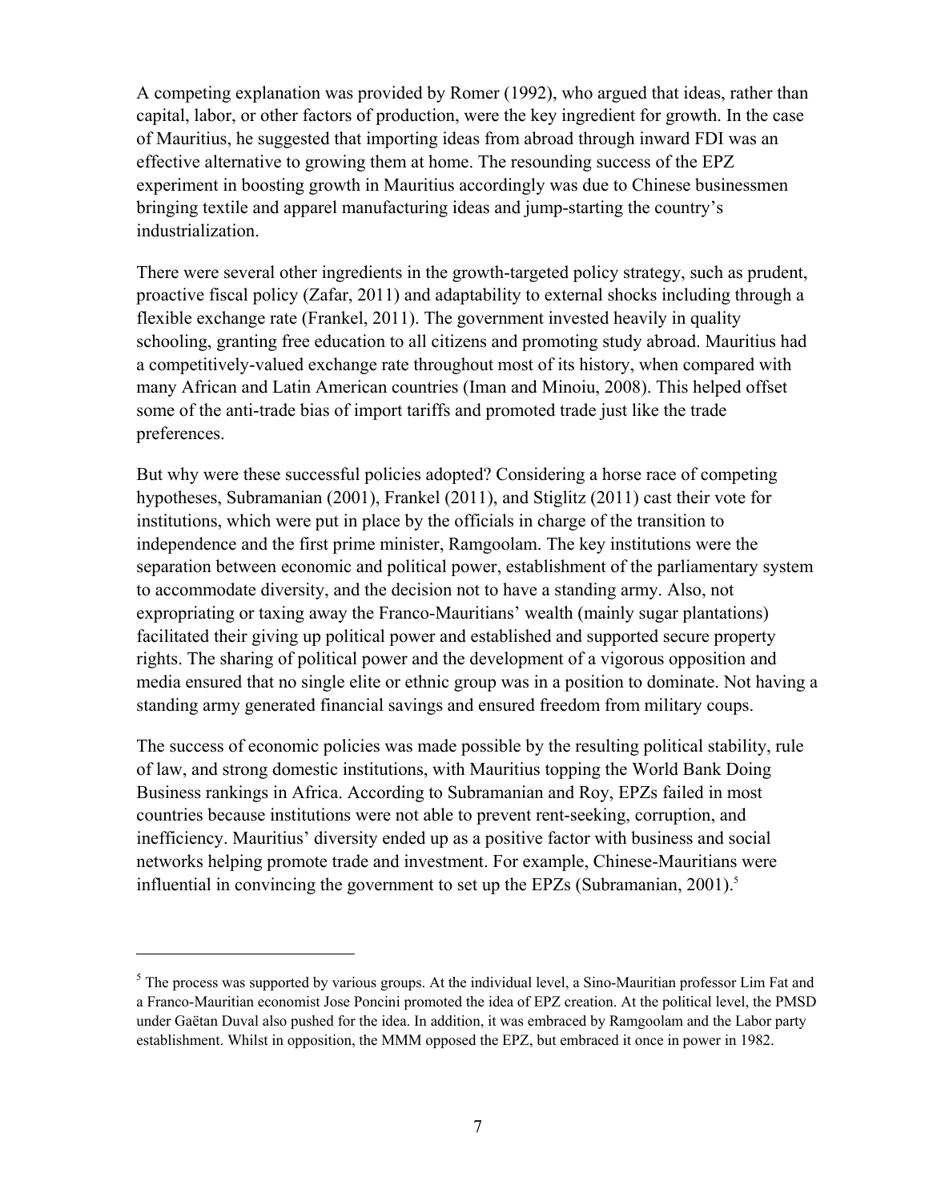A competing explanation was provided by Romer (1992), who argued that ideas, rather than capital, labor, or other factors of production, were the key ingredient for growth. In the case of Mauritius, he suggested that importing ideas from abroad through inward FDI was an effective alternative to growing them at home. The resounding success of the EPZ experiment in boosting growth in Mauritius accordingly was due to Chinese businessmen bringing textile and apparel manufacturing ideas and jump-starting the country's industrialization.

There were several other ingredients in the growth-targeted policy strategy, such as prudent, proactive fiscal policy (Zafar, 2011) and adaptability to external shocks including through a flexible exchange rate (Frankel, 2011). The government invested heavily in quality schooling, granting free education to all citizens and promoting study abroad. Mauritius had a competitively-valued exchange rate throughout most of its history, when compared with many African and Latin American countries (Iman and Minoiu, 2008). This helped offset some of the anti-trade bias of import tariffs and promoted trade just like the trade preferences.

But why were these successful policies adopted? Considering a horse race of competing hypotheses, Subramanian (2001), Frankel (2011), and Stiglitz (2011) cast their vote for institutions, which were put in place by the officials in charge of the transition to independence and the first prime minister, Ramgoolam. The key institutions were the separation between economic and political power, establishment of the parliamentary system to accommodate diversity, and the decision not to have a standing army. Also, not expropriating or taxing away the Franco-Mauritians' wealth (mainly sugar plantations) facilitated their giving up political power and established and supported secure property rights. The sharing of political power and the development of a vigorous opposition and media ensured that no single elite or ethnic group was in a position to dominate. Not having a standing army generated financial savings and ensured freedom from military coups.

The success of economic policies was made possible by the resulting political stability, rule of law, and strong domestic institutions, with Mauritius topping the World Bank Doing Business rankings in Africa. According to Subramanian and Roy, EPZs failed in most countries because institutions were not able to prevent rent-seeking, corruption, and inefficiency. Mauritius' diversity ended up as a positive factor with business and social networks helping promote trade and investment. For example, Chinese-Mauritians were influential in convincing the government to set up the EPZs (Subramanian, 2001).[5]

---

[5] The process was supported by various groups. At the individual level, a Sino-Mauritian professor Lim Fat and a Franco-Mauritian economist Jose Poncini promoted the idea of EPZ creation. At the political level, the PMSD under Gaëtan Duval also pushed for the idea. In addition, it was embraced by Ramgoolam and the Labor party establishment. Whilst in opposition, the MMM opposed the EPZ, but embraced it once in power in 1982.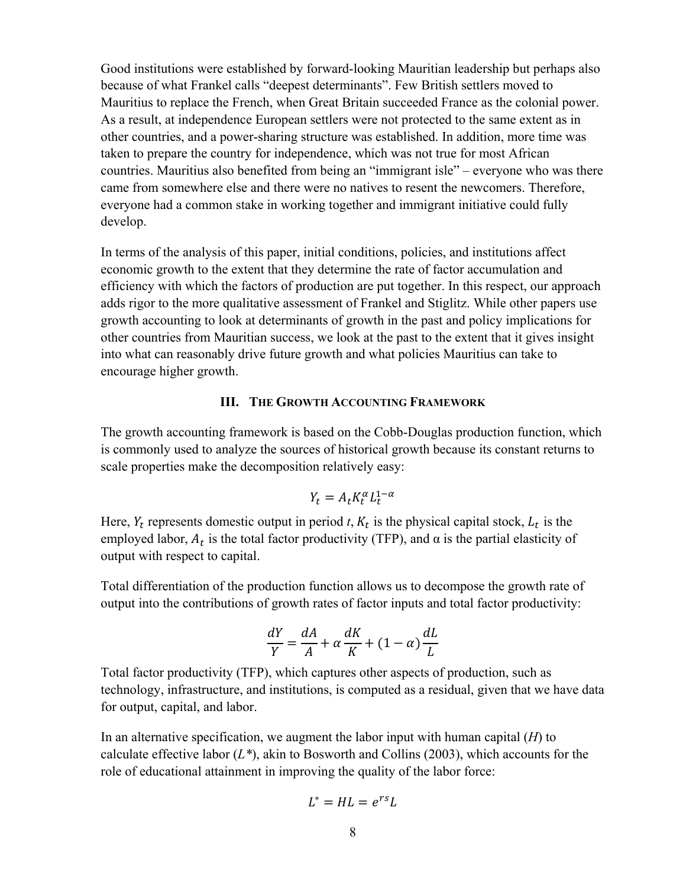Good institutions were established by forward-looking Mauritian leadership but perhaps also because of what Frankel calls "deepest determinants". Few British settlers moved to Mauritius to replace the French, when Great Britain succeeded France as the colonial power. As a result, at independence European settlers were not protected to the same extent as in other countries, and a power-sharing structure was established. In addition, more time was taken to prepare the country for independence, which was not true for most African countries. Mauritius also benefited from being an "immigrant isle" – everyone who was there came from somewhere else and there were no natives to resent the newcomers. Therefore, everyone had a common stake in working together and immigrant initiative could fully develop.

In terms of the analysis of this paper, initial conditions, policies, and institutions affect economic growth to the extent that they determine the rate of factor accumulation and efficiency with which the factors of production are put together. In this respect, our approach adds rigor to the more qualitative assessment of Frankel and Stiglitz. While other papers use growth accounting to look at determinants of growth in the past and policy implications for other countries from Mauritian success, we look at the past to the extent that it gives insight into what can reasonably drive future growth and what policies Mauritius can take to encourage higher growth.

## III. The Growth Accounting Framework

The growth accounting framework is based on the Cobb-Douglas production function, which is commonly used to analyze the sources of historical growth because its constant returns to scale properties make the decomposition relatively easy:

$$Y_t = A_t K_t^{\alpha} L_t^{1-\alpha}$$

Here, $Y_t$ represents domestic output in period *t*, $K_t$ is the physical capital stock, $L_t$ is the employed labor, $A_t$ is the total factor productivity (TFP), and α is the partial elasticity of output with respect to capital.

Total differentiation of the production function allows us to decompose the growth rate of output into the contributions of growth rates of factor inputs and total factor productivity:

$$\frac{dY}{Y} = \frac{dA}{A} + \alpha\frac{dK}{K} + (1-\alpha)\frac{dL}{L}$$

Total factor productivity (TFP), which captures other aspects of production, such as technology, infrastructure, and institutions, is computed as a residual, given that we have data for output, capital, and labor.

In an alternative specification, we augment the labor input with human capital (*H*) to calculate effective labor ($L^*$), akin to Bosworth and Collins (2003), which accounts for the role of educational attainment in improving the quality of the labor force:

$$L^* = HL = e^{rs}L$$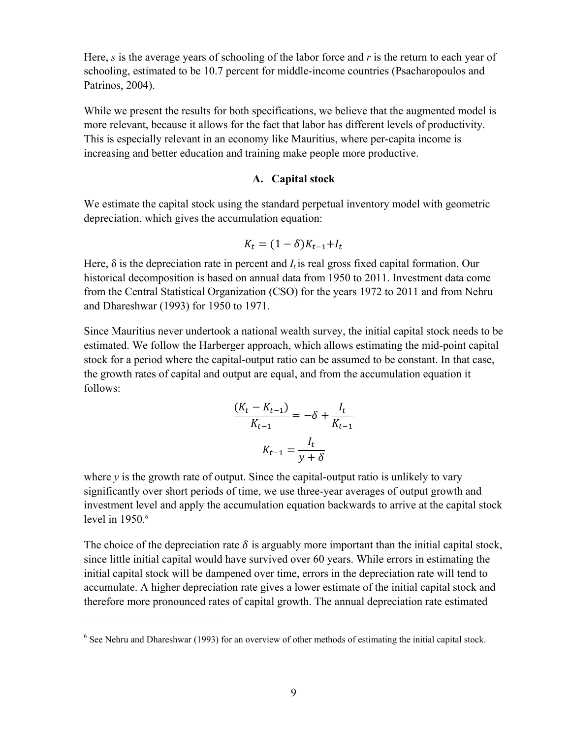Here, $s$ is the average years of schooling of the labor force and $r$ is the return to each year of schooling, estimated to be 10.7 percent for middle-income countries (Psacharopoulos and Patrinos, 2004).

While we present the results for both specifications, we believe that the augmented model is more relevant, because it allows for the fact that labor has different levels of productivity. This is especially relevant in an economy like Mauritius, where per-capita income is increasing and better education and training make people more productive.

### A. Capital stock

We estimate the capital stock using the standard perpetual inventory model with geometric depreciation, which gives the accumulation equation:

$$K_t = (1 - \delta)K_{t-1} + I_t$$

Here, δ is the depreciation rate in percent and $I_t$ is real gross fixed capital formation. Our historical decomposition is based on annual data from 1950 to 2011. Investment data come from the Central Statistical Organization (CSO) for the years 1972 to 2011 and from Nehru and Dhareshwar (1993) for 1950 to 1971.

Since Mauritius never undertook a national wealth survey, the initial capital stock needs to be estimated. We follow the Harberger approach, which allows estimating the mid-point capital stock for a period where the capital-output ratio can be assumed to be constant. In that case, the growth rates of capital and output are equal, and from the accumulation equation it follows:

$$\frac{(K_t - K_{t-1})}{K_{t-1}} = -\delta + \frac{I_t}{K_{t-1}}$$

$$K_{t-1} = \frac{I_t}{y + \delta}$$

where $y$ is the growth rate of output. Since the capital-output ratio is unlikely to vary significantly over short periods of time, we use three-year averages of output growth and investment level and apply the accumulation equation backwards to arrive at the capital stock level in 1950.[6]

The choice of the depreciation rate $\delta$ is arguably more important than the initial capital stock, since little initial capital would have survived over 60 years. While errors in estimating the initial capital stock will be dampened over time, errors in the depreciation rate will tend to accumulate. A higher depreciation rate gives a lower estimate of the initial capital stock and therefore more pronounced rates of capital growth. The annual depreciation rate estimated

---

[6] See Nehru and Dhareshwar (1993) for an overview of other methods of estimating the initial capital stock.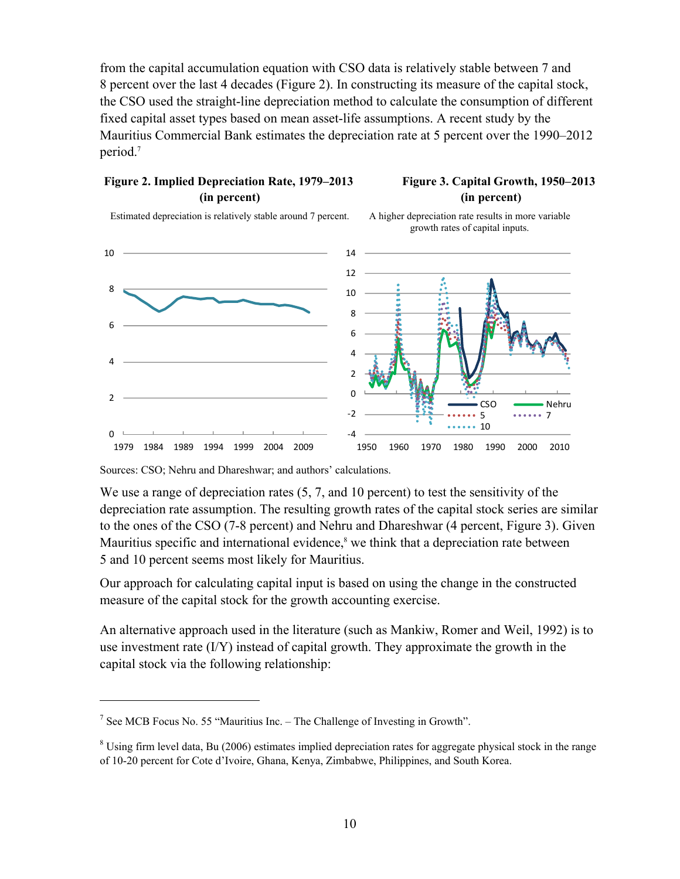from the capital accumulation equation with CSO data is relatively stable between 7 and 8 percent over the last 4 decades (Figure 2). In constructing its measure of the capital stock, the CSO used the straight-line depreciation method to calculate the consumption of different fixed capital asset types based on mean asset-life assumptions. A recent study by the Mauritius Commercial Bank estimates the depreciation rate at 5 percent over the 1990–2012 period.[7]

**Figure 2. Implied Depreciation Rate, 1979–2013 (in percent)**

Estimated depreciation is relatively stable around 7 percent.

**Figure 3. Capital Growth, 1950–2013 (in percent)**

A higher depreciation rate results in more variable growth rates of capital inputs.

Sources: CSO; Nehru and Dhareshwar; and authors' calculations.

We use a range of depreciation rates (5, 7, and 10 percent) to test the sensitivity of the depreciation rate assumption. The resulting growth rates of the capital stock series are similar to the ones of the CSO (7-8 percent) and Nehru and Dhareshwar (4 percent, Figure 3). Given Mauritius specific and international evidence,[8] we think that a depreciation rate between 5 and 10 percent seems most likely for Mauritius.

Our approach for calculating capital input is based on using the change in the constructed measure of the capital stock for the growth accounting exercise.

An alternative approach used in the literature (such as Mankiw, Romer and Weil, 1992) is to use investment rate (I/Y) instead of capital growth. They approximate the growth in the capital stock via the following relationship:

---

[7] See MCB Focus No. 55 "Mauritius Inc. – The Challenge of Investing in Growth".

[8] Using firm level data, Bu (2006) estimates implied depreciation rates for aggregate physical stock in the range of 10-20 percent for Cote d'Ivoire, Ghana, Kenya, Zimbabwe, Philippines, and South Korea.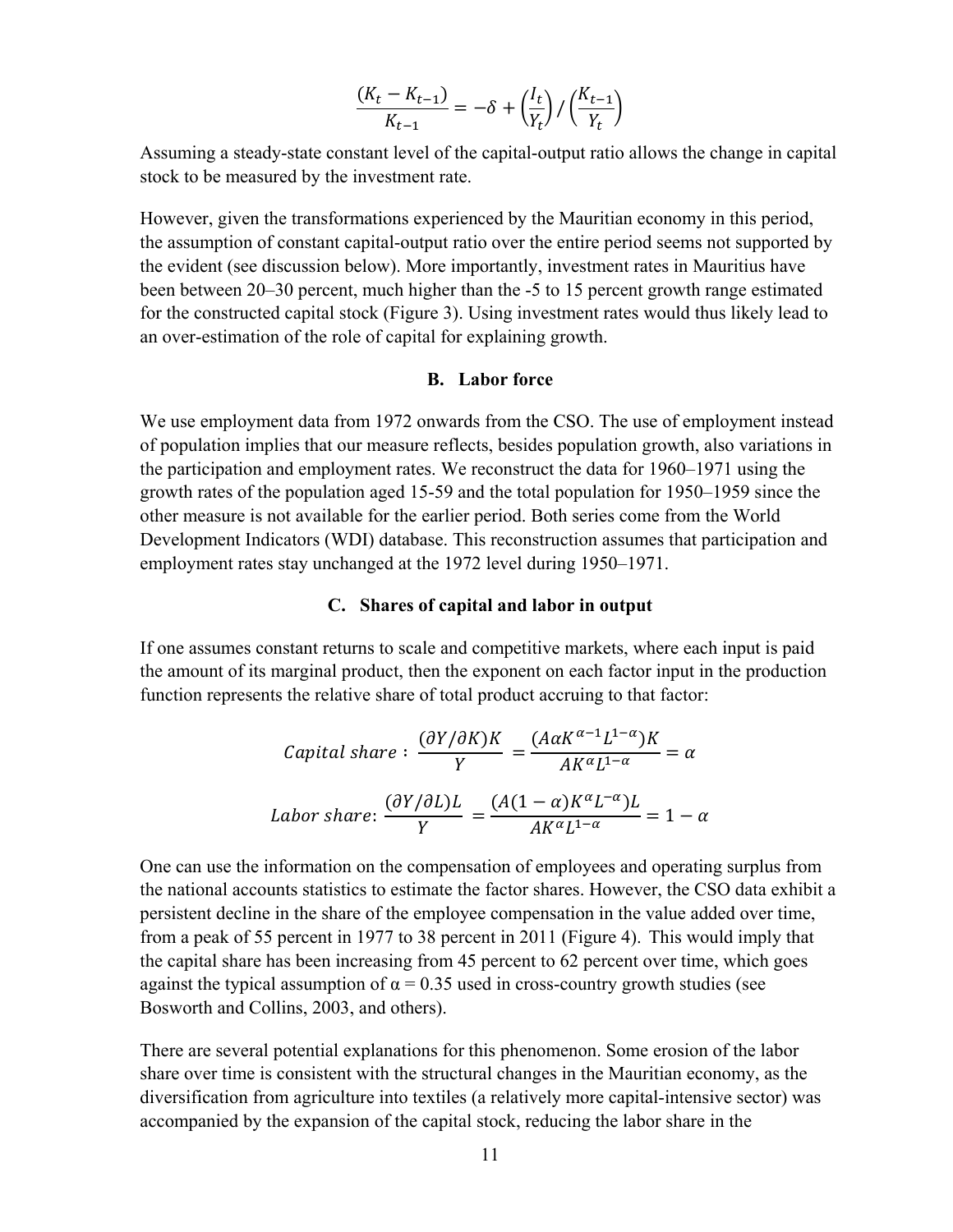$$\frac{(K_t - K_{t-1})}{K_{t-1}} = -\delta + \left(\frac{I_t}{Y_t}\right) / \left(\frac{K_{t-1}}{Y_t}\right)$$

Assuming a steady-state constant level of the capital-output ratio allows the change in capital stock to be measured by the investment rate.

However, given the transformations experienced by the Mauritian economy in this period, the assumption of constant capital-output ratio over the entire period seems not supported by the evident (see discussion below). More importantly, investment rates in Mauritius have been between 20–30 percent, much higher than the -5 to 15 percent growth range estimated for the constructed capital stock (Figure 3). Using investment rates would thus likely lead to an over-estimation of the role of capital for explaining growth.

### B. Labor force

We use employment data from 1972 onwards from the CSO. The use of employment instead of population implies that our measure reflects, besides population growth, also variations in the participation and employment rates. We reconstruct the data for 1960–1971 using the growth rates of the population aged 15-59 and the total population for 1950–1959 since the other measure is not available for the earlier period. Both series come from the World Development Indicators (WDI) database. This reconstruction assumes that participation and employment rates stay unchanged at the 1972 level during 1950–1971.

### C. Shares of capital and labor in output

If one assumes constant returns to scale and competitive markets, where each input is paid the amount of its marginal product, then the exponent on each factor input in the production function represents the relative share of total product accruing to that factor:

$$Capital\ share: \frac{(\partial Y/\partial K)K}{Y} = \frac{(A\alpha K^{\alpha-1}L^{1-\alpha})K}{AK^{\alpha}L^{1-\alpha}} = \alpha$$

$$Labor\ share: \frac{(\partial Y/\partial L)L}{Y} = \frac{(A(1-\alpha)K^{\alpha}L^{-\alpha})L}{AK^{\alpha}L^{1-\alpha}} = 1-\alpha$$

One can use the information on the compensation of employees and operating surplus from the national accounts statistics to estimate the factor shares. However, the CSO data exhibit a persistent decline in the share of the employee compensation in the value added over time, from a peak of 55 percent in 1977 to 38 percent in 2011 (Figure 4). This would imply that the capital share has been increasing from 45 percent to 62 percent over time, which goes against the typical assumption of $\alpha = 0.35$ used in cross-country growth studies (see Bosworth and Collins, 2003, and others).

There are several potential explanations for this phenomenon. Some erosion of the labor share over time is consistent with the structural changes in the Mauritian economy, as the diversification from agriculture into textiles (a relatively more capital-intensive sector) was accompanied by the expansion of the capital stock, reducing the labor share in the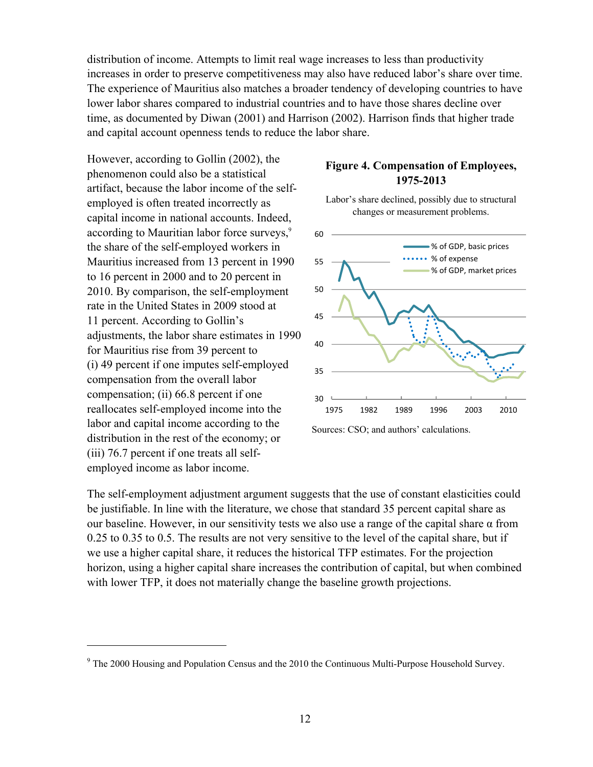distribution of income. Attempts to limit real wage increases to less than productivity increases in order to preserve competitiveness may also have reduced labor's share over time. The experience of Mauritius also matches a broader tendency of developing countries to have lower labor shares compared to industrial countries and to have those shares decline over time, as documented by Diwan (2001) and Harrison (2002). Harrison finds that higher trade and capital account openness tends to reduce the labor share.

However, according to Gollin (2002), the phenomenon could also be a statistical artifact, because the labor income of the self-employed is often treated incorrectly as capital income in national accounts. Indeed, according to Mauritian labor force surveys,[9] the share of the self-employed workers in Mauritius increased from 13 percent in 1990 to 16 percent in 2000 and to 20 percent in 2010. By comparison, the self-employment rate in the United States in 2009 stood at 11 percent. According to Gollin's adjustments, the labor share estimates in 1990 for Mauritius rise from 39 percent to (i) 49 percent if one imputes self-employed compensation from the overall labor compensation; (ii) 66.8 percent if one reallocates self-employed income into the labor and capital income according to the distribution in the rest of the economy; or (iii) 76.7 percent if one treats all self-employed income as labor income.

**Figure 4. Compensation of Employees, 1975-2013**

Labor's share declined, possibly due to structural changes or measurement problems.

Sources: CSO; and authors' calculations.

The self-employment adjustment argument suggests that the use of constant elasticities could be justifiable. In line with the literature, we chose that standard 35 percent capital share as our baseline. However, in our sensitivity tests we also use a range of the capital share α from 0.25 to 0.35 to 0.5. The results are not very sensitive to the level of the capital share, but if we use a higher capital share, it reduces the historical TFP estimates. For the projection horizon, using a higher capital share increases the contribution of capital, but when combined with lower TFP, it does not materially change the baseline growth projections.

[9] The 2000 Housing and Population Census and the 2010 the Continuous Multi-Purpose Household Survey.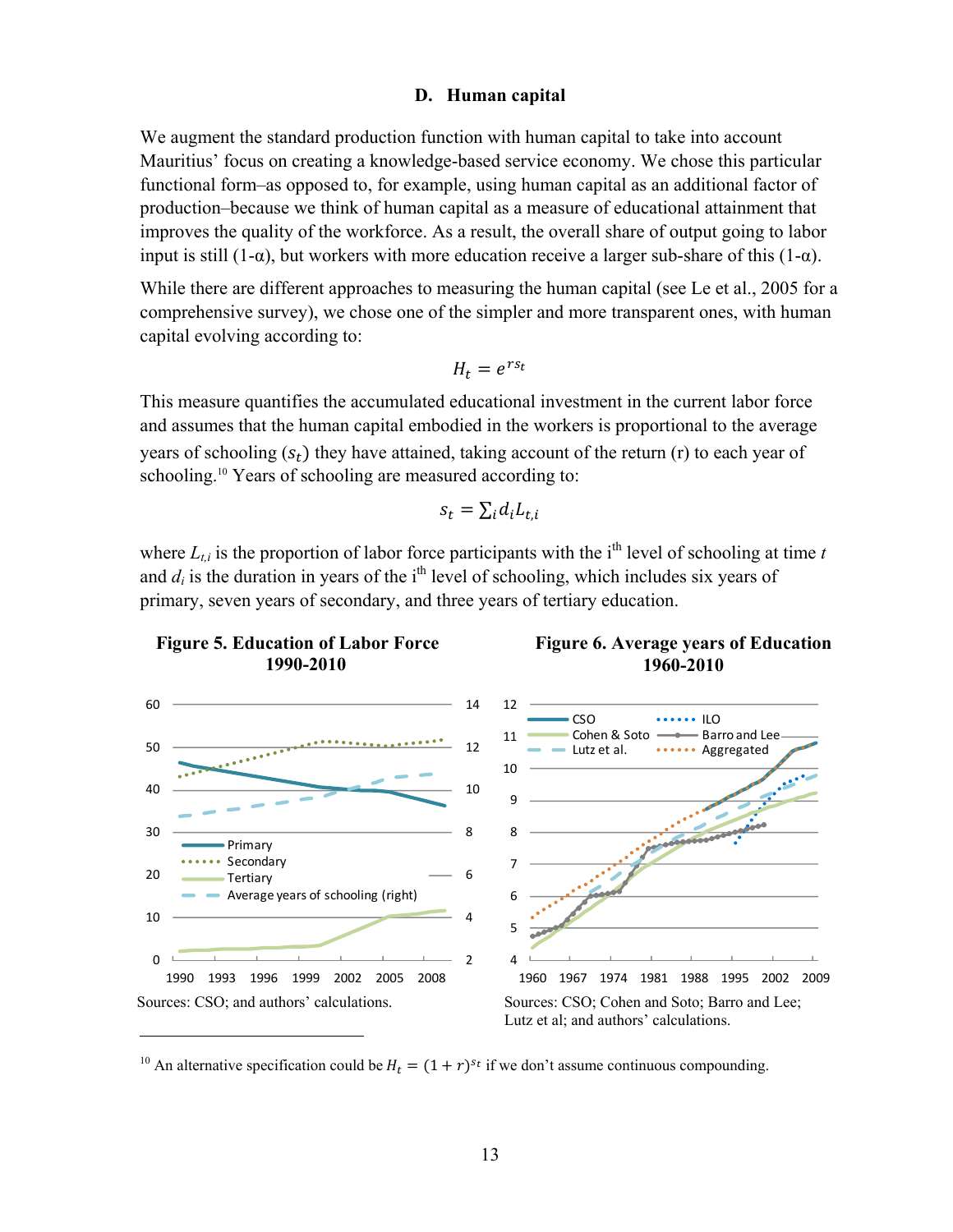### D. Human capital

We augment the standard production function with human capital to take into account Mauritius' focus on creating a knowledge-based service economy. We chose this particular functional form–as opposed to, for example, using human capital as an additional factor of production–because we think of human capital as a measure of educational attainment that improves the quality of the workforce. As a result, the overall share of output going to labor input is still (1-α), but workers with more education receive a larger sub-share of this (1-α).

While there are different approaches to measuring the human capital (see Le et al., 2005 for a comprehensive survey), we chose one of the simpler and more transparent ones, with human capital evolving according to:

$$H_t = e^{rs_t}$$

This measure quantifies the accumulated educational investment in the current labor force and assumes that the human capital embodied in the workers is proportional to the average years of schooling ($s_t$) they have attained, taking account of the return (r) to each year of schooling.[10] Years of schooling are measured according to:

$$s_t = \sum_i d_i L_{t,i}$$

where $L_{t,i}$ is the proportion of labor force participants with the i[th] level of schooling at time $t$ and $d_i$ is the duration in years of the i[th] level of schooling, which includes six years of primary, seven years of secondary, and three years of tertiary education.

**Figure 5. Education of Labor Force 1990-2010**

Sources: CSO; and authors' calculations.

**Figure 6. Average years of Education 1960-2010**

Sources: CSO; Cohen and Soto; Barro and Lee; Lutz et al; and authors' calculations.

---

[10] An alternative specification could be $H_t = (1 + r)^{s_t}$ if we don't assume continuous compounding.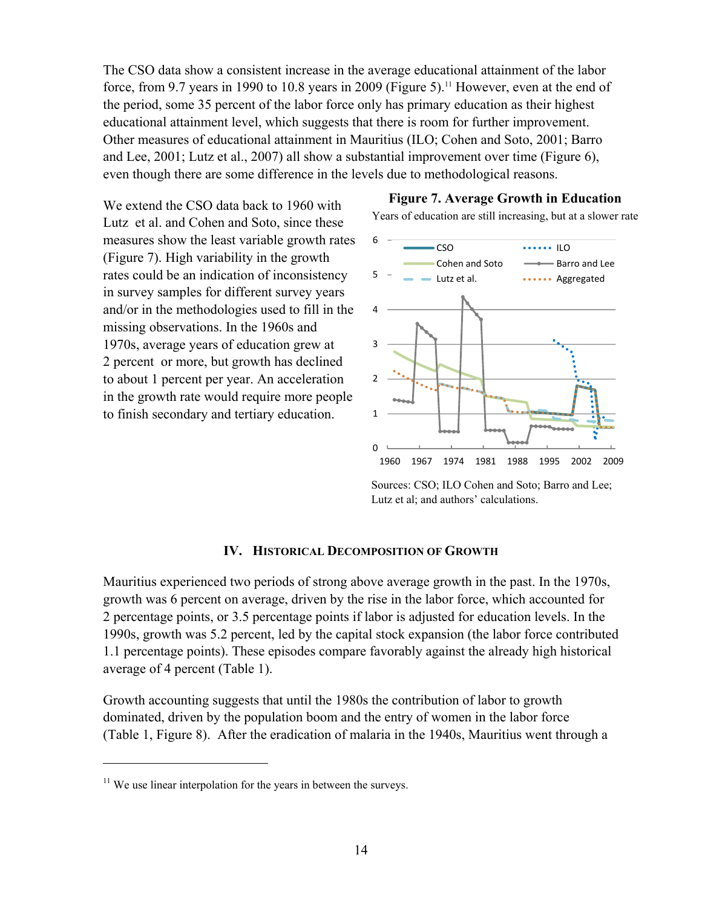The CSO data show a consistent increase in the average educational attainment of the labor force, from 9.7 years in 1990 to 10.8 years in 2009 (Figure 5).[11] However, even at the end of the period, some 35 percent of the labor force only has primary education as their highest educational attainment level, which suggests that there is room for further improvement. Other measures of educational attainment in Mauritius (ILO; Cohen and Soto, 2001; Barro and Lee, 2001; Lutz et al., 2007) all show a substantial improvement over time (Figure 6), even though there are some difference in the levels due to methodological reasons.

We extend the CSO data back to 1960 with Lutz et al. and Cohen and Soto, since these measures show the least variable growth rates (Figure 7). High variability in the growth rates could be an indication of inconsistency in survey samples for different survey years and/or in the methodologies used to fill in the missing observations. In the 1960s and 1970s, average years of education grew at 2 percent or more, but growth has declined to about 1 percent per year. An acceleration in the growth rate would require more people to finish secondary and tertiary education.

**Figure 7. Average Growth in Education**

Years of education are still increasing, but at a slower rate

Sources: CSO; ILO Cohen and Soto; Barro and Lee; Lutz et al; and authors' calculations.

## IV. Historical Decomposition of Growth

Mauritius experienced two periods of strong above average growth in the past. In the 1970s, growth was 6 percent on average, driven by the rise in the labor force, which accounted for 2 percentage points, or 3.5 percentage points if labor is adjusted for education levels. In the 1990s, growth was 5.2 percent, led by the capital stock expansion (the labor force contributed 1.1 percentage points). These episodes compare favorably against the already high historical average of 4 percent (Table 1).

Growth accounting suggests that until the 1980s the contribution of labor to growth dominated, driven by the population boom and the entry of women in the labor force (Table 1, Figure 8). After the eradication of malaria in the 1940s, Mauritius went through a

[11] We use linear interpolation for the years in between the surveys.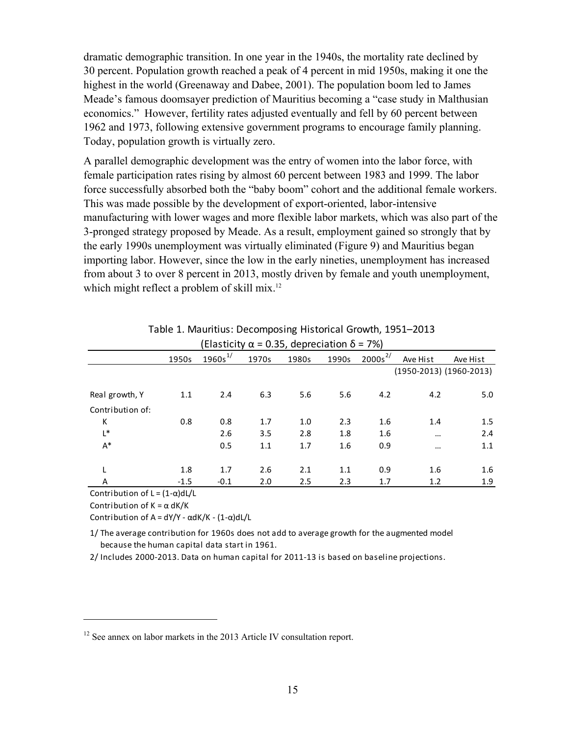dramatic demographic transition. In one year in the 1940s, the mortality rate declined by 30 percent. Population growth reached a peak of 4 percent in mid 1950s, making it one the highest in the world (Greenaway and Dabee, 2001). The population boom led to James Meade's famous doomsayer prediction of Mauritius becoming a "case study in Malthusian economics." However, fertility rates adjusted eventually and fell by 60 percent between 1962 and 1973, following extensive government programs to encourage family planning. Today, population growth is virtually zero.

A parallel demographic development was the entry of women into the labor force, with female participation rates rising by almost 60 percent between 1983 and 1999. The labor force successfully absorbed both the "baby boom" cohort and the additional female workers. This was made possible by the development of export-oriented, labor-intensive manufacturing with lower wages and more flexible labor markets, which was also part of the 3-pronged strategy proposed by Meade. As a result, employment gained so strongly that by the early 1990s unemployment was virtually eliminated (Figure 9) and Mauritius began importing labor. However, since the low in the early nineties, unemployment has increased from about 3 to over 8 percent in 2013, mostly driven by female and youth unemployment, which might reflect a problem of skill mix.[12]

Table 1. Mauritius: Decomposing Historical Growth, 1951–2013
(Elasticity $\alpha = 0.35$, depreciation $\delta = 7\%$)

| | 1950s | 1960s[1/] | 1970s | 1980s | 1990s | 2000s[2/] | Ave Hist (1950-2013) | Ave Hist (1960-2013) |
|---|---|---|---|---|---|---|---|---|
| Real growth, Y | 1.1 | 2.4 | 6.3 | 5.6 | 5.6 | 4.2 | 4.2 | 5.0 |
| Contribution of: | | | | | | | | |
| K | 0.8 | 0.8 | 1.7 | 1.0 | 2.3 | 1.6 | 1.4 | 1.5 |
| L* | | 2.6 | 3.5 | 2.8 | 1.8 | 1.6 | … | 2.4 |
| A* | | 0.5 | 1.1 | 1.7 | 1.6 | 0.9 | … | 1.1 |
| L | 1.8 | 1.7 | 2.6 | 2.1 | 1.1 | 0.9 | 1.6 | 1.6 |
| A | -1.5 | -0.1 | 2.0 | 2.5 | 2.3 | 1.7 | 1.2 | 1.9 |

Contribution of L = $(1-\alpha)dL/L$

Contribution of K = $\alpha\, dK/K$

Contribution of A = $dY/Y - \alpha dK/K - (1-\alpha)dL/L$

1/ The average contribution for 1960s does not add to average growth for the augmented model because the human capital data start in 1961.

2/ Includes 2000-2013. Data on human capital for 2011-13 is based on baseline projections.

[12] See annex on labor markets in the 2013 Article IV consultation report.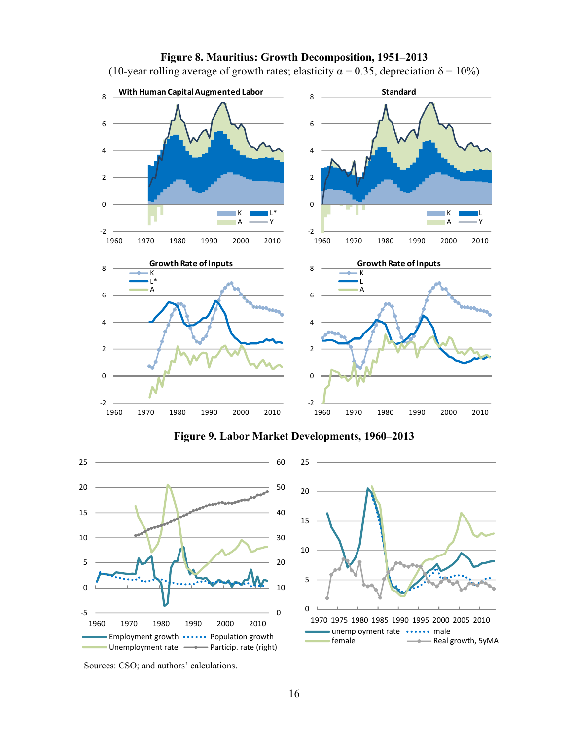**Figure 8. Mauritius: Growth Decomposition, 1951–2013**

(10-year rolling average of growth rates; elasticity α = 0.35, depreciation δ = 10%)

**Figure 9. Labor Market Developments, 1960–2013**

Sources: CSO; and authors' calculations.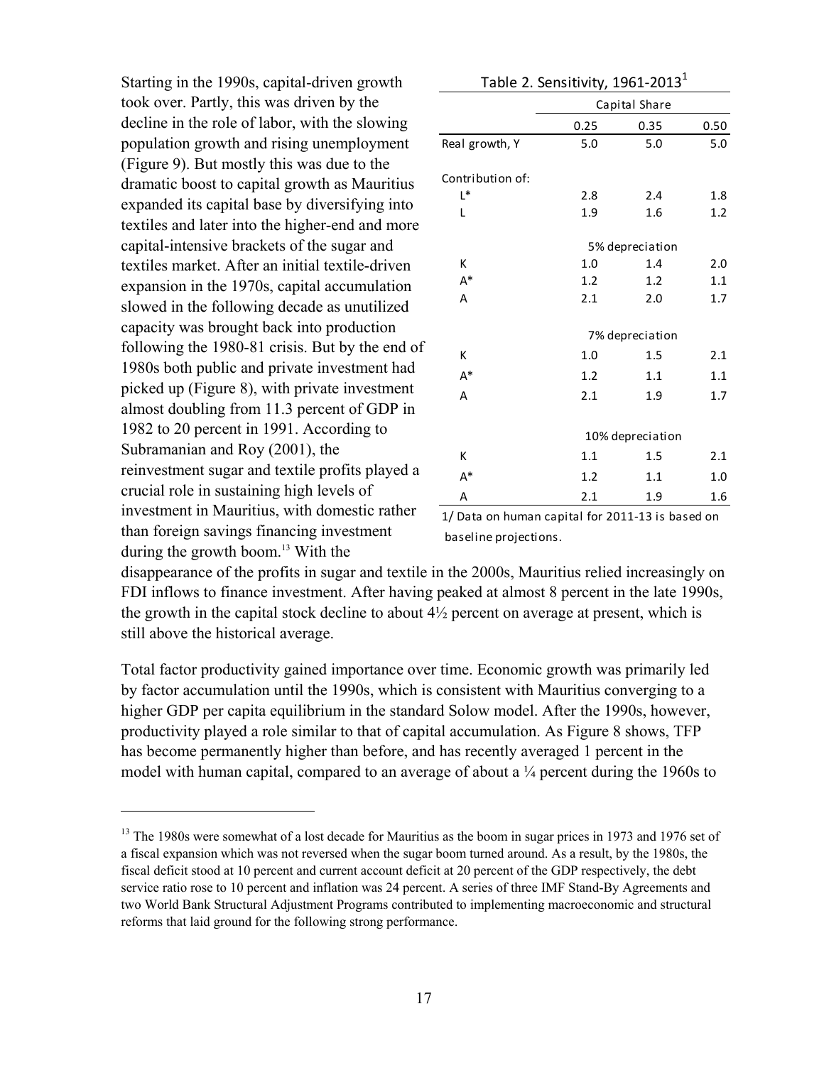Starting in the 1990s, capital-driven growth took over. Partly, this was driven by the decline in the role of labor, with the slowing population growth and rising unemployment (Figure 9). But mostly this was due to the dramatic boost to capital growth as Mauritius expanded its capital base by diversifying into textiles and later into the higher-end and more capital-intensive brackets of the sugar and textiles market. After an initial textile-driven expansion in the 1970s, capital accumulation slowed in the following decade as unutilized capacity was brought back into production following the 1980-81 crisis. But by the end of 1980s both public and private investment had picked up (Figure 8), with private investment almost doubling from 11.3 percent of GDP in 1982 to 20 percent in 1991. According to Subramanian and Roy (2001), the reinvestment sugar and textile profits played a crucial role in sustaining high levels of investment in Mauritius, with domestic rather than foreign savings financing investment during the growth boom.[13] With the disappearance of the profits in sugar and textile in the 2000s, Mauritius relied increasingly on FDI inflows to finance investment. After having peaked at almost 8 percent in the late 1990s, the growth in the capital stock decline to about 4½ percent on average at present, which is still above the historical average.

Table 2. Sensitivity, 1961-2013[1]

| | Capital Share | | |
|---|---|---|---|
| | 0.25 | 0.35 | 0.50 |
| Real growth, Y | 5.0 | 5.0 | 5.0 |
| | | | |
| Contribution of: | | | |
| L* | 2.8 | 2.4 | 1.8 |
| L | 1.9 | 1.6 | 1.2 |
| | 5% depreciation | | |
| K | 1.0 | 1.4 | 2.0 |
| A* | 1.2 | 1.2 | 1.1 |
| A | 2.1 | 2.0 | 1.7 |
| | 7% depreciation | | |
| K | 1.0 | 1.5 | 2.1 |
| A* | 1.2 | 1.1 | 1.1 |
| A | 2.1 | 1.9 | 1.7 |
| | 10% depreciation | | |
| K | 1.1 | 1.5 | 2.1 |
| A* | 1.2 | 1.1 | 1.0 |
| A | 2.1 | 1.9 | 1.6 |

1/ Data on human capital for 2011-13 is based on baseline projections.

Total factor productivity gained importance over time. Economic growth was primarily led by factor accumulation until the 1990s, which is consistent with Mauritius converging to a higher GDP per capita equilibrium in the standard Solow model. After the 1990s, however, productivity played a role similar to that of capital accumulation. As Figure 8 shows, TFP has become permanently higher than before, and has recently averaged 1 percent in the model with human capital, compared to an average of about a ¼ percent during the 1960s to

[13] The 1980s were somewhat of a lost decade for Mauritius as the boom in sugar prices in 1973 and 1976 set of a fiscal expansion which was not reversed when the sugar boom turned around. As a result, by the 1980s, the fiscal deficit stood at 10 percent and current account deficit at 20 percent of the GDP respectively, the debt service ratio rose to 10 percent and inflation was 24 percent. A series of three IMF Stand-By Agreements and two World Bank Structural Adjustment Programs contributed to implementing macroeconomic and structural reforms that laid ground for the following strong performance.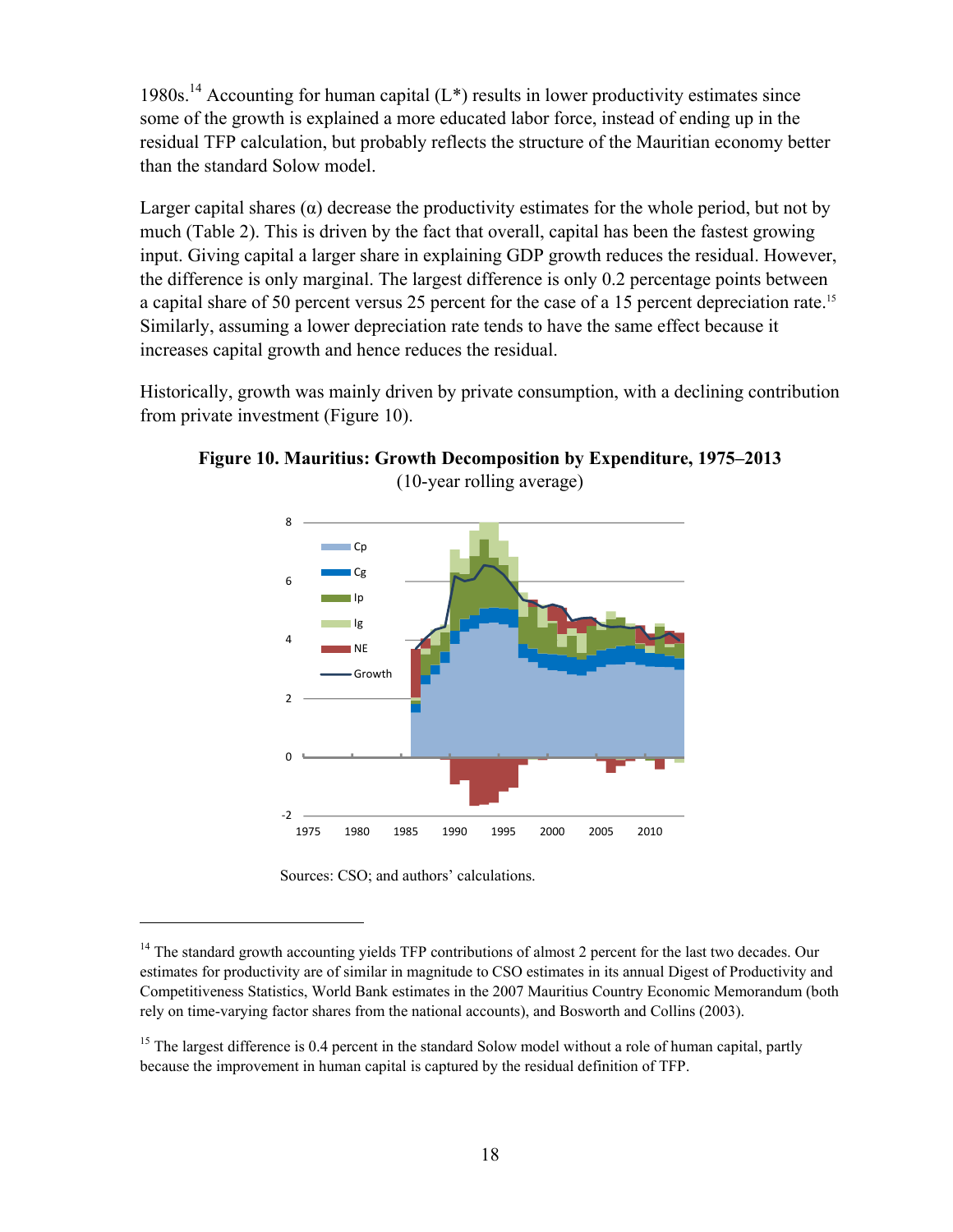1980s.[14] Accounting for human capital (L*) results in lower productivity estimates since some of the growth is explained a more educated labor force, instead of ending up in the residual TFP calculation, but probably reflects the structure of the Mauritian economy better than the standard Solow model.

Larger capital shares (α) decrease the productivity estimates for the whole period, but not by much (Table 2). This is driven by the fact that overall, capital has been the fastest growing input. Giving capital a larger share in explaining GDP growth reduces the residual. However, the difference is only marginal. The largest difference is only 0.2 percentage points between a capital share of 50 percent versus 25 percent for the case of a 15 percent depreciation rate.[15] Similarly, assuming a lower depreciation rate tends to have the same effect because it increases capital growth and hence reduces the residual.

Historically, growth was mainly driven by private consumption, with a declining contribution from private investment (Figure 10).

**Figure 10. Mauritius: Growth Decomposition by Expenditure, 1975–2013**
(10-year rolling average)

Sources: CSO; and authors' calculations.

---

[14] The standard growth accounting yields TFP contributions of almost 2 percent for the last two decades. Our estimates for productivity are of similar in magnitude to CSO estimates in its annual Digest of Productivity and Competitiveness Statistics, World Bank estimates in the 2007 Mauritius Country Economic Memorandum (both rely on time-varying factor shares from the national accounts), and Bosworth and Collins (2003).

[15] The largest difference is 0.4 percent in the standard Solow model without a role of human capital, partly because the improvement in human capital is captured by the residual definition of TFP.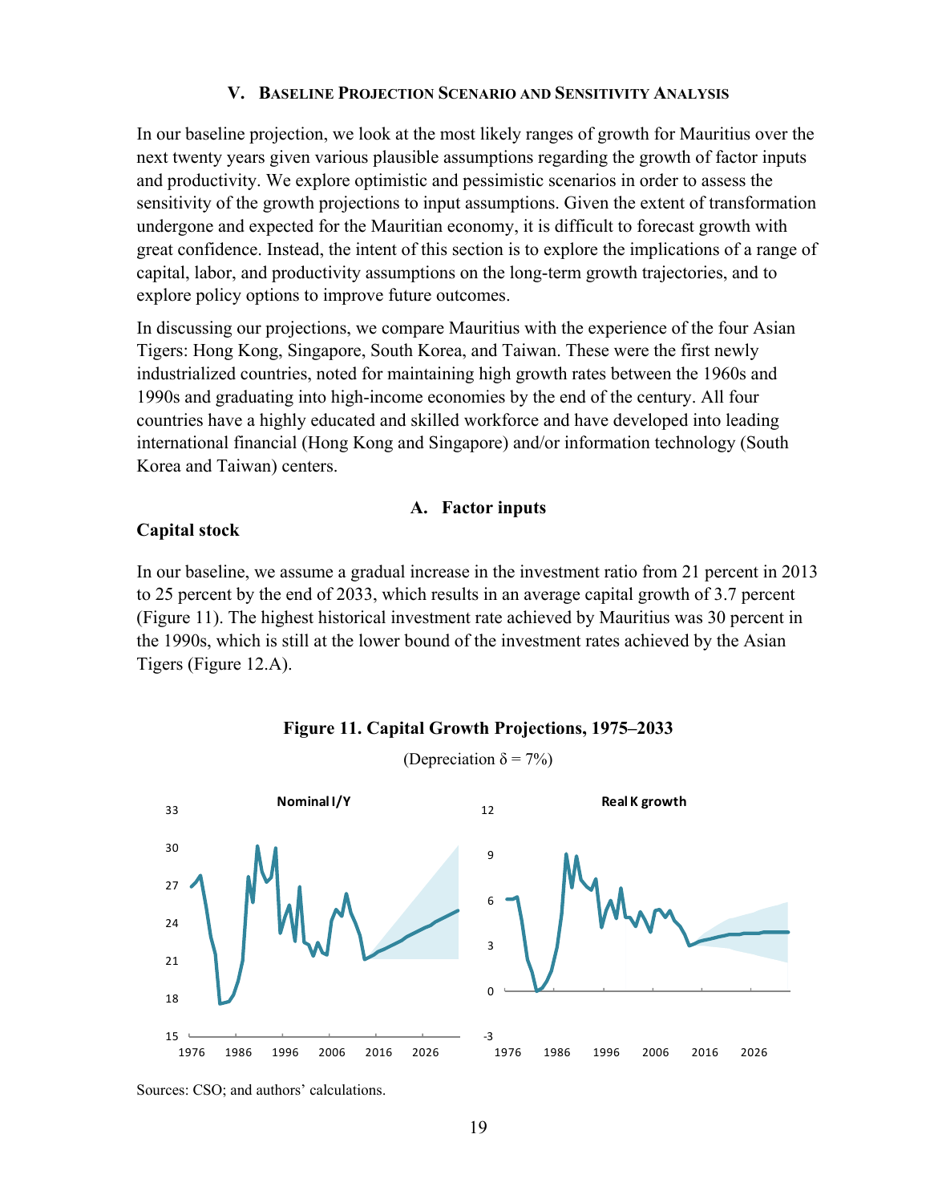## V. BASELINE PROJECTION SCENARIO AND SENSITIVITY ANALYSIS

In our baseline projection, we look at the most likely ranges of growth for Mauritius over the next twenty years given various plausible assumptions regarding the growth of factor inputs and productivity. We explore optimistic and pessimistic scenarios in order to assess the sensitivity of the growth projections to input assumptions. Given the extent of transformation undergone and expected for the Mauritian economy, it is difficult to forecast growth with great confidence. Instead, the intent of this section is to explore the implications of a range of capital, labor, and productivity assumptions on the long-term growth trajectories, and to explore policy options to improve future outcomes.

In discussing our projections, we compare Mauritius with the experience of the four Asian Tigers: Hong Kong, Singapore, South Korea, and Taiwan. These were the first newly industrialized countries, noted for maintaining high growth rates between the 1960s and 1990s and graduating into high-income economies by the end of the century. All four countries have a highly educated and skilled workforce and have developed into leading international financial (Hong Kong and Singapore) and/or information technology (South Korea and Taiwan) centers.

### A. Factor inputs

**Capital stock**

In our baseline, we assume a gradual increase in the investment ratio from 21 percent in 2013 to 25 percent by the end of 2033, which results in an average capital growth of 3.7 percent (Figure 11). The highest historical investment rate achieved by Mauritius was 30 percent in the 1990s, which is still at the lower bound of the investment rates achieved by the Asian Tigers (Figure 12.A).

**Figure 11. Capital Growth Projections, 1975–2033**

(Depreciation $\delta = 7\%$)

Sources: CSO; and authors' calculations.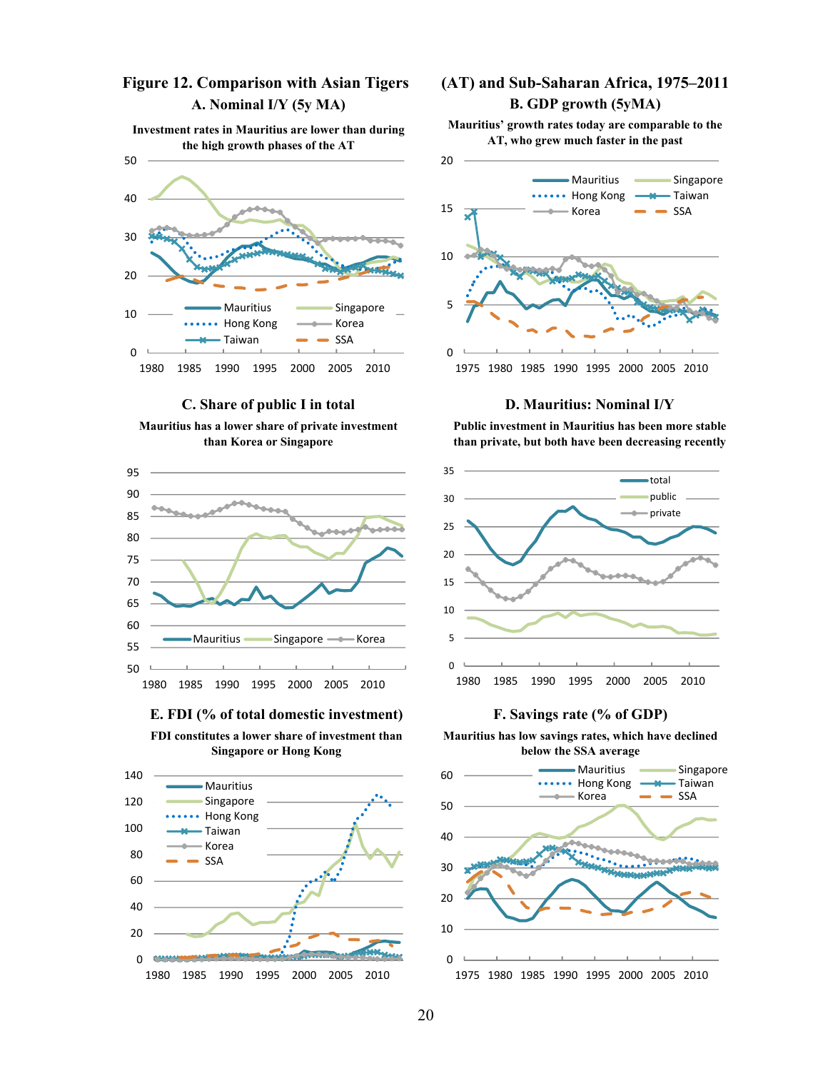## Figure 12. Comparison with Asian Tigers (AT) and Sub-Saharan Africa, 1975–2011

### A. Nominal I/Y (5y MA)

**Investment rates in Mauritius are lower than during the high growth phases of the AT**

### B. GDP growth (5yMA)

**Mauritius' growth rates today are comparable to the AT, who grew much faster in the past**

### C. Share of public I in total

**Mauritius has a lower share of private investment than Korea or Singapore**

### D. Mauritius: Nominal I/Y

**Public investment in Mauritius has been more stable than private, but both have been decreasing recently**

### E. FDI (% of total domestic investment)

**FDI constitutes a lower share of investment than Singapore or Hong Kong**

### F. Savings rate (% of GDP)

**Mauritius has low savings rates, which have declined below the SSA average**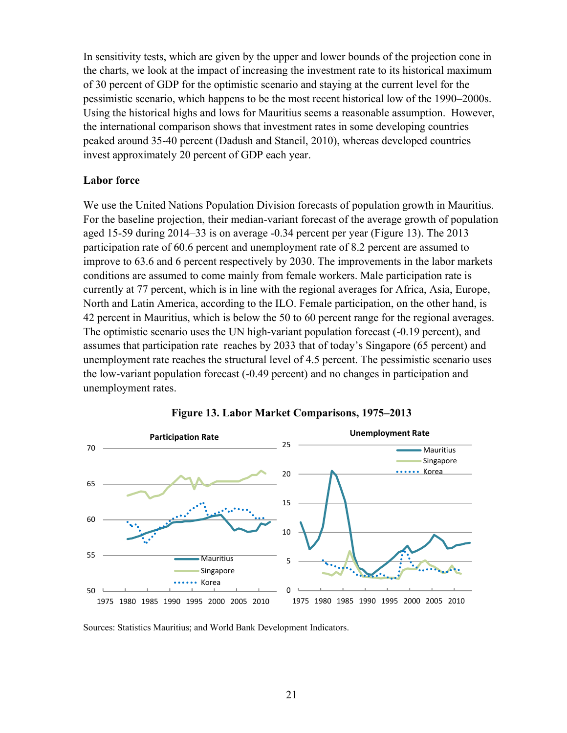In sensitivity tests, which are given by the upper and lower bounds of the projection cone in the charts, we look at the impact of increasing the investment rate to its historical maximum of 30 percent of GDP for the optimistic scenario and staying at the current level for the pessimistic scenario, which happens to be the most recent historical low of the 1990–2000s. Using the historical highs and lows for Mauritius seems a reasonable assumption. However, the international comparison shows that investment rates in some developing countries peaked around 35-40 percent (Dadush and Stancil, 2010), whereas developed countries invest approximately 20 percent of GDP each year.

**Labor force**

We use the United Nations Population Division forecasts of population growth in Mauritius. For the baseline projection, their median-variant forecast of the average growth of population aged 15-59 during 2014–33 is on average -0.34 percent per year (Figure 13). The 2013 participation rate of 60.6 percent and unemployment rate of 8.2 percent are assumed to improve to 63.6 and 6 percent respectively by 2030. The improvements in the labor markets conditions are assumed to come mainly from female workers. Male participation rate is currently at 77 percent, which is in line with the regional averages for Africa, Asia, Europe, North and Latin America, according to the ILO. Female participation, on the other hand, is 42 percent in Mauritius, which is below the 50 to 60 percent range for the regional averages. The optimistic scenario uses the UN high-variant population forecast (-0.19 percent), and assumes that participation rate reaches by 2033 that of today's Singapore (65 percent) and unemployment rate reaches the structural level of 4.5 percent. The pessimistic scenario uses the low-variant population forecast (-0.49 percent) and no changes in participation and unemployment rates.

**Figure 13. Labor Market Comparisons, 1975–2013**

Sources: Statistics Mauritius; and World Bank Development Indicators.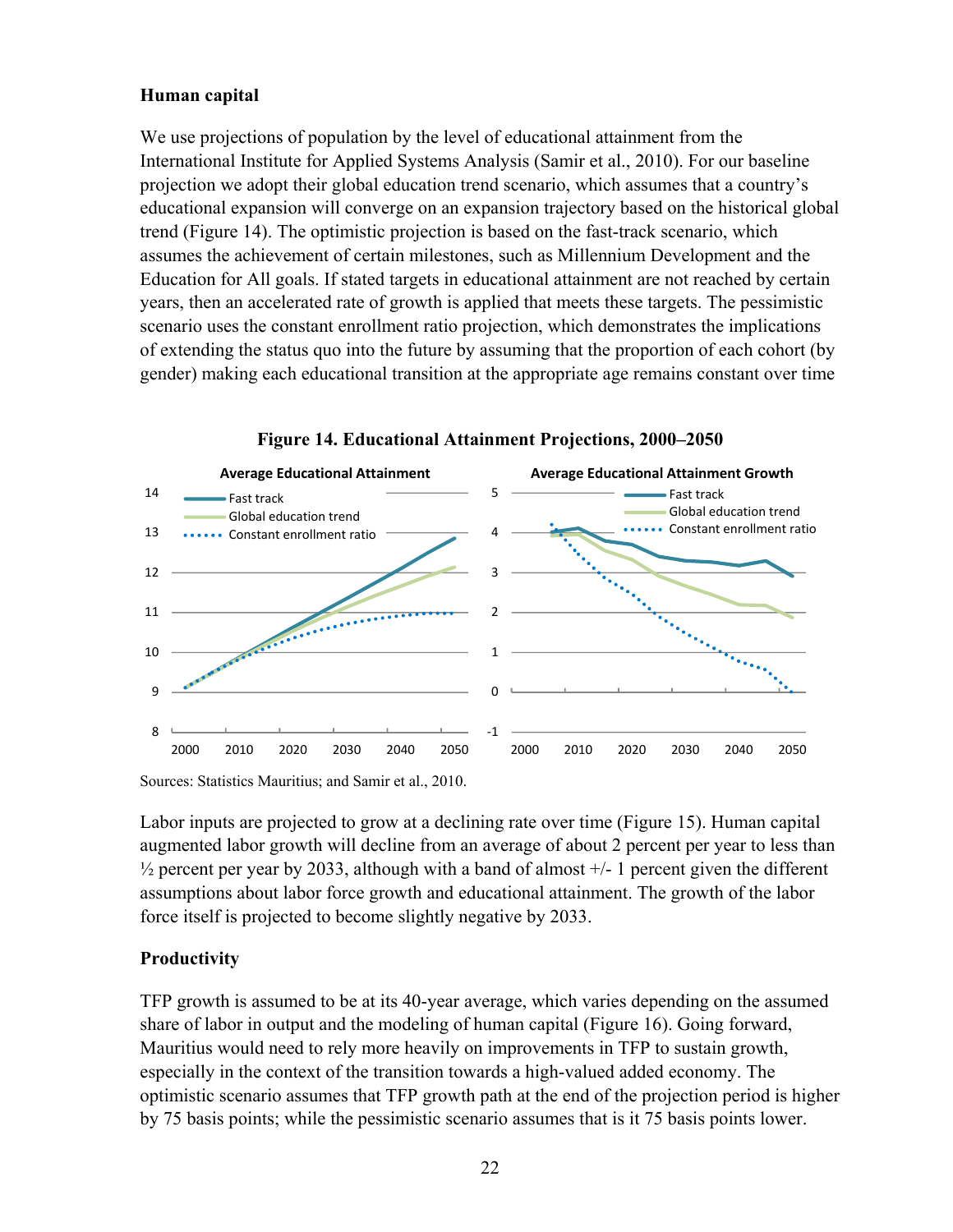### Human capital

We use projections of population by the level of educational attainment from the International Institute for Applied Systems Analysis (Samir et al., 2010). For our baseline projection we adopt their global education trend scenario, which assumes that a country's educational expansion will converge on an expansion trajectory based on the historical global trend (Figure 14). The optimistic projection is based on the fast-track scenario, which assumes the achievement of certain milestones, such as Millennium Development and the Education for All goals. If stated targets in educational attainment are not reached by certain years, then an accelerated rate of growth is applied that meets these targets. The pessimistic scenario uses the constant enrollment ratio projection, which demonstrates the implications of extending the status quo into the future by assuming that the proportion of each cohort (by gender) making each educational transition at the appropriate age remains constant over time

**Figure 14. Educational Attainment Projections, 2000–2050**

Sources: Statistics Mauritius; and Samir et al., 2010.

Labor inputs are projected to grow at a declining rate over time (Figure 15). Human capital augmented labor growth will decline from an average of about 2 percent per year to less than ½ percent per year by 2033, although with a band of almost +/- 1 percent given the different assumptions about labor force growth and educational attainment. The growth of the labor force itself is projected to become slightly negative by 2033.

### Productivity

TFP growth is assumed to be at its 40-year average, which varies depending on the assumed share of labor in output and the modeling of human capital (Figure 16). Going forward, Mauritius would need to rely more heavily on improvements in TFP to sustain growth, especially in the context of the transition towards a high-valued added economy. The optimistic scenario assumes that TFP growth path at the end of the projection period is higher by 75 basis points; while the pessimistic scenario assumes that is it 75 basis points lower.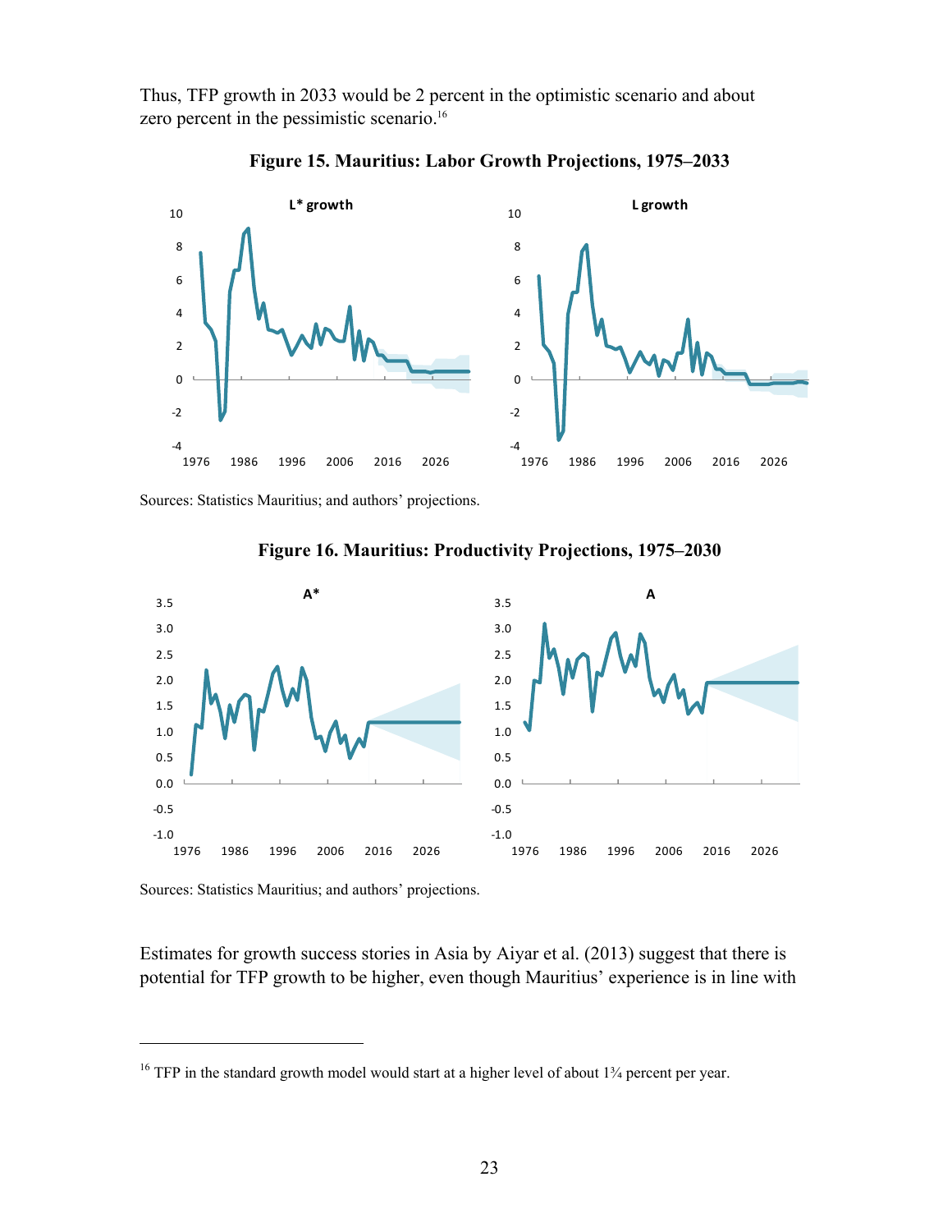Thus, TFP growth in 2033 would be 2 percent in the optimistic scenario and about zero percent in the pessimistic scenario.[16]

**Figure 15. Mauritius: Labor Growth Projections, 1975–2033**

Sources: Statistics Mauritius; and authors' projections.

**Figure 16. Mauritius: Productivity Projections, 1975–2030**

Sources: Statistics Mauritius; and authors' projections.

Estimates for growth success stories in Asia by Aiyar et al. (2013) suggest that there is potential for TFP growth to be higher, even though Mauritius' experience is in line with

---

[16] TFP in the standard growth model would start at a higher level of about 1¾ percent per year.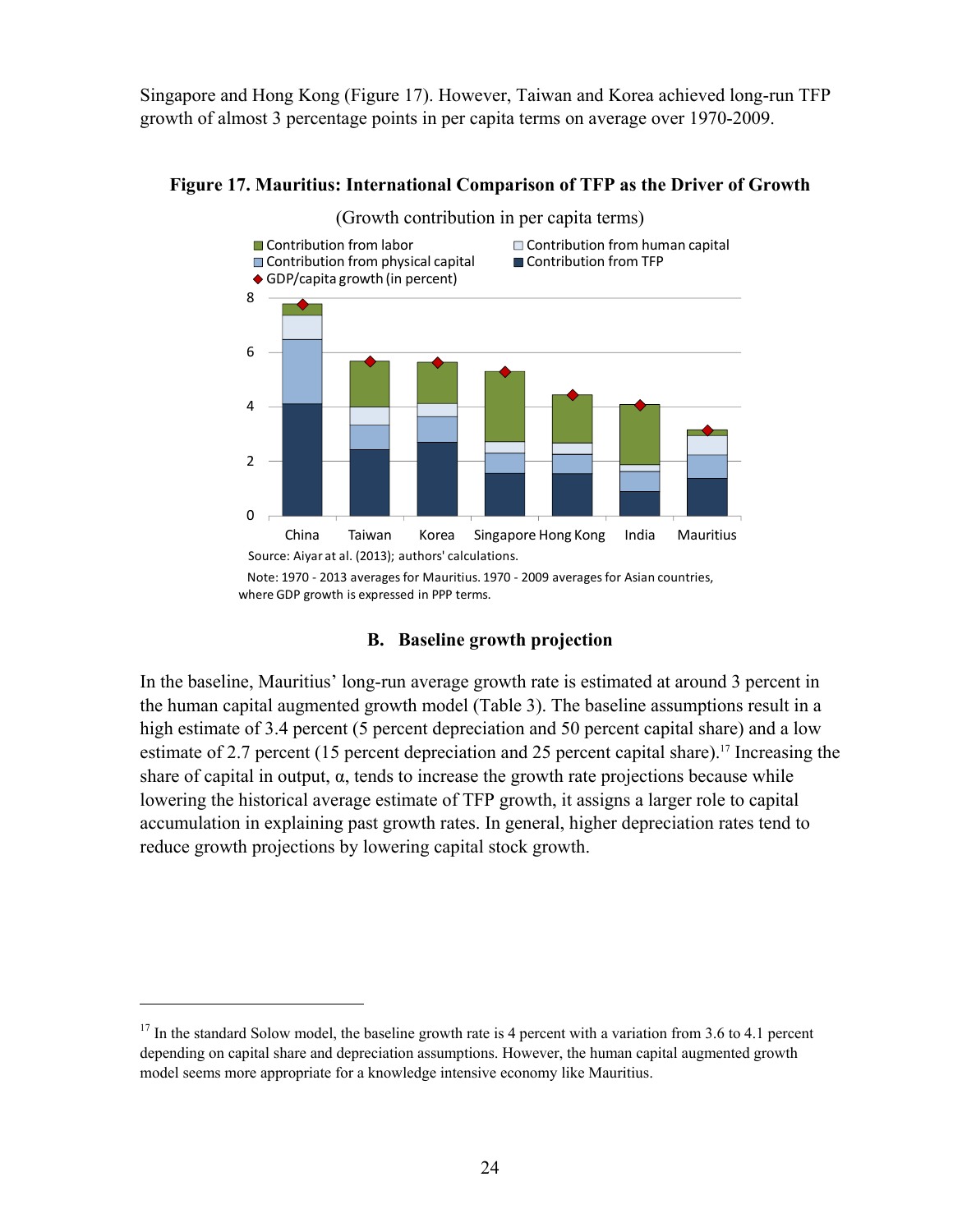Singapore and Hong Kong (Figure 17). However, Taiwan and Korea achieved long-run TFP growth of almost 3 percentage points in per capita terms on average over 1970-2009.

**Figure 17. Mauritius: International Comparison of TFP as the Driver of Growth**

(Growth contribution in per capita terms)

Source: Aiyar at al. (2013); authors' calculations.

Note: 1970 - 2013 averages for Mauritius. 1970 - 2009 averages for Asian countries, where GDP growth is expressed in PPP terms.

### B. Baseline growth projection

In the baseline, Mauritius' long-run average growth rate is estimated at around 3 percent in the human capital augmented growth model (Table 3). The baseline assumptions result in a high estimate of 3.4 percent (5 percent depreciation and 50 percent capital share) and a low estimate of 2.7 percent (15 percent depreciation and 25 percent capital share).[17] Increasing the share of capital in output, α, tends to increase the growth rate projections because while lowering the historical average estimate of TFP growth, it assigns a larger role to capital accumulation in explaining past growth rates. In general, higher depreciation rates tend to reduce growth projections by lowering capital stock growth.

---

[17] In the standard Solow model, the baseline growth rate is 4 percent with a variation from 3.6 to 4.1 percent depending on capital share and depreciation assumptions. However, the human capital augmented growth model seems more appropriate for a knowledge intensive economy like Mauritius.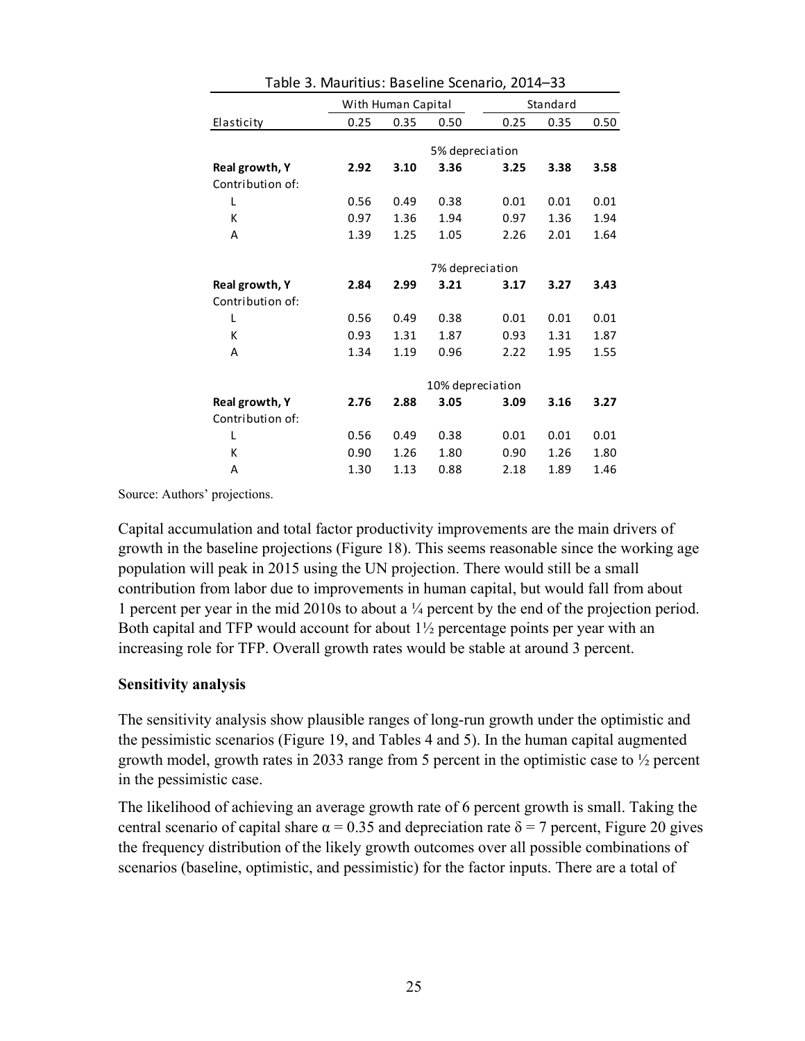Table 3. Mauritius: Baseline Scenario, 2014–33

| | With Human Capital | | | Standard | | |
|---|---|---|---|---|---|---|
| Elasticity | 0.25 | 0.35 | 0.50 | 0.25 | 0.35 | 0.50 |
| | 5% depreciation | | | | | |
| **Real growth, Y** | **2.92** | **3.10** | **3.36** | **3.25** | **3.38** | **3.58** |
| Contribution of: | | | | | | |
| L | 0.56 | 0.49 | 0.38 | 0.01 | 0.01 | 0.01 |
| K | 0.97 | 1.36 | 1.94 | 0.97 | 1.36 | 1.94 |
| A | 1.39 | 1.25 | 1.05 | 2.26 | 2.01 | 1.64 |
| | 7% depreciation | | | | | |
| **Real growth, Y** | **2.84** | **2.99** | **3.21** | **3.17** | **3.27** | **3.43** |
| Contribution of: | | | | | | |
| L | 0.56 | 0.49 | 0.38 | 0.01 | 0.01 | 0.01 |
| K | 0.93 | 1.31 | 1.87 | 0.93 | 1.31 | 1.87 |
| A | 1.34 | 1.19 | 0.96 | 2.22 | 1.95 | 1.55 |
| | 10% depreciation | | | | | |
| **Real growth, Y** | **2.76** | **2.88** | **3.05** | **3.09** | **3.16** | **3.27** |
| Contribution of: | | | | | | |
| L | 0.56 | 0.49 | 0.38 | 0.01 | 0.01 | 0.01 |
| K | 0.90 | 1.26 | 1.80 | 0.90 | 1.26 | 1.80 |
| A | 1.30 | 1.13 | 0.88 | 2.18 | 1.89 | 1.46 |

Source: Authors' projections.

Capital accumulation and total factor productivity improvements are the main drivers of growth in the baseline projections (Figure 18). This seems reasonable since the working age population will peak in 2015 using the UN projection. There would still be a small contribution from labor due to improvements in human capital, but would fall from about 1 percent per year in the mid 2010s to about a ¼ percent by the end of the projection period. Both capital and TFP would account for about 1½ percentage points per year with an increasing role for TFP. Overall growth rates would be stable at around 3 percent.

### Sensitivity analysis

The sensitivity analysis show plausible ranges of long-run growth under the optimistic and the pessimistic scenarios (Figure 19, and Tables 4 and 5). In the human capital augmented growth model, growth rates in 2033 range from 5 percent in the optimistic case to ½ percent in the pessimistic case.

The likelihood of achieving an average growth rate of 6 percent growth is small. Taking the central scenario of capital share $\alpha = 0.35$ and depreciation rate $\delta = 7$ percent, Figure 20 gives the frequency distribution of the likely growth outcomes over all possible combinations of scenarios (baseline, optimistic, and pessimistic) for the factor inputs. There are a total of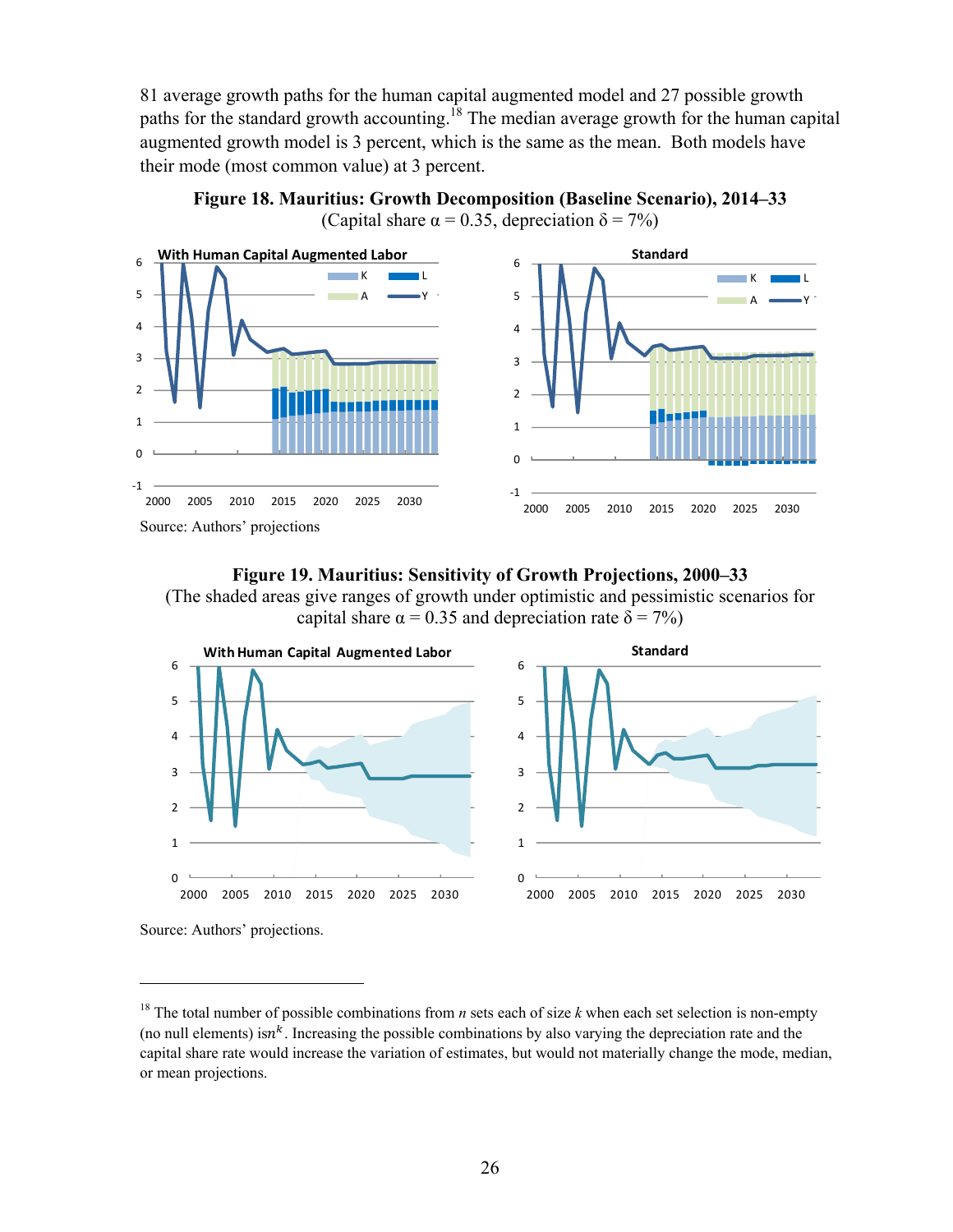81 average growth paths for the human capital augmented model and 27 possible growth paths for the standard growth accounting.[18] The median average growth for the human capital augmented growth model is 3 percent, which is the same as the mean. Both models have their mode (most common value) at 3 percent.

**Figure 18. Mauritius: Growth Decomposition (Baseline Scenario), 2014–33**
(Capital share α = 0.35, depreciation δ = 7%)

Source: Authors' projections

**Figure 19. Mauritius: Sensitivity of Growth Projections, 2000–33**
(The shaded areas give ranges of growth under optimistic and pessimistic scenarios for capital share α = 0.35 and depreciation rate δ = 7%)

Source: Authors' projections.

---

[18] The total number of possible combinations from $n$ sets each of size $k$ when each set selection is non-empty (no null elements) is $n^k$. Increasing the possible combinations by also varying the depreciation rate and the capital share rate would increase the variation of estimates, but would not materially change the mode, median, or mean projections.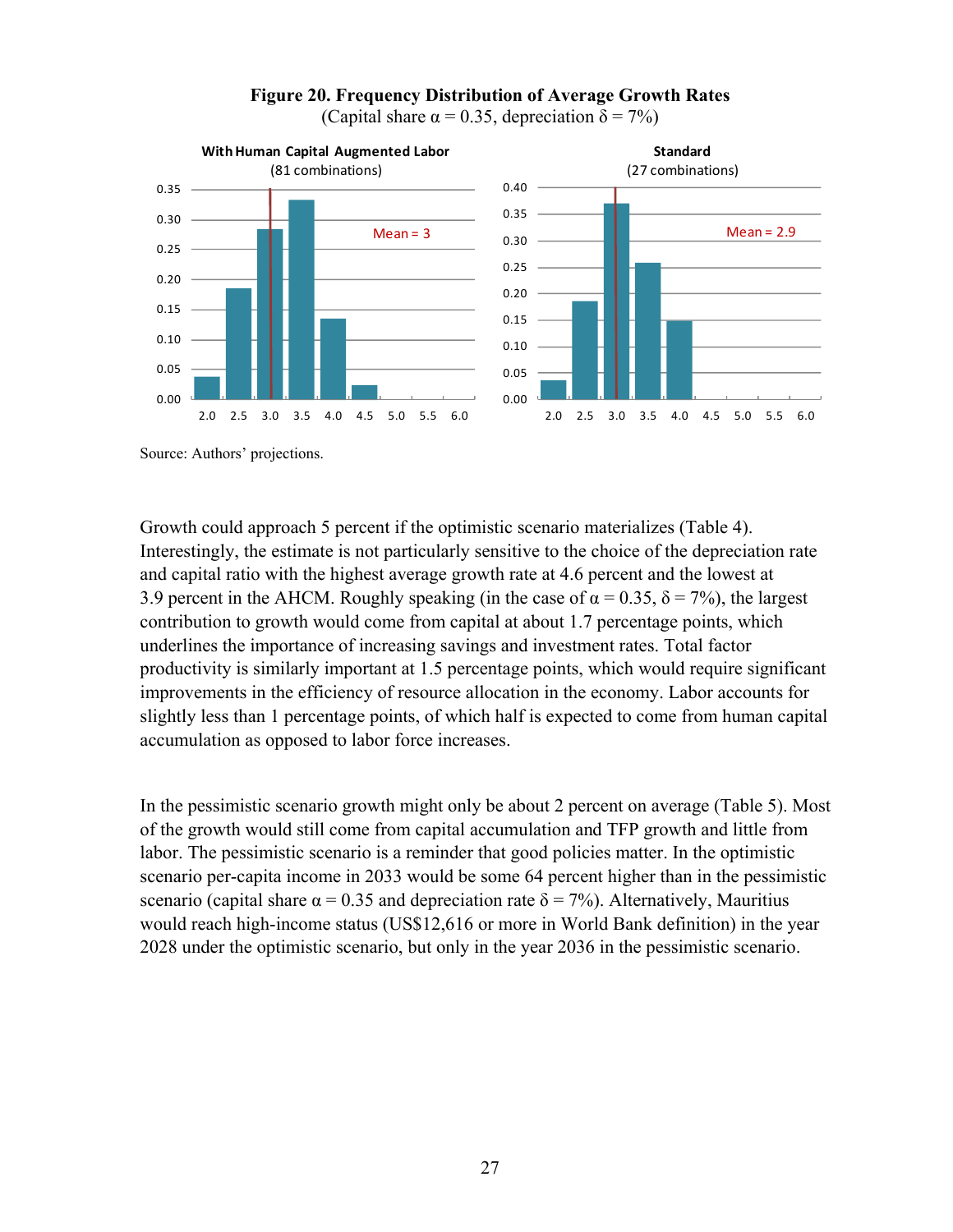**Figure 20. Frequency Distribution of Average Growth Rates**
(Capital share $\alpha = 0.35$, depreciation $\delta = 7\%$)

Source: Authors' projections.

Growth could approach 5 percent if the optimistic scenario materializes (Table 4). Interestingly, the estimate is not particularly sensitive to the choice of the depreciation rate and capital ratio with the highest average growth rate at 4.6 percent and the lowest at 3.9 percent in the AHCM. Roughly speaking (in the case of $\alpha = 0.35$, $\delta = 7\%$), the largest contribution to growth would come from capital at about 1.7 percentage points, which underlines the importance of increasing savings and investment rates. Total factor productivity is similarly important at 1.5 percentage points, which would require significant improvements in the efficiency of resource allocation in the economy. Labor accounts for slightly less than 1 percentage points, of which half is expected to come from human capital accumulation as opposed to labor force increases.

In the pessimistic scenario growth might only be about 2 percent on average (Table 5). Most of the growth would still come from capital accumulation and TFP growth and little from labor. The pessimistic scenario is a reminder that good policies matter. In the optimistic scenario per-capita income in 2033 would be some 64 percent higher than in the pessimistic scenario (capital share $\alpha = 0.35$ and depreciation rate $\delta = 7\%$). Alternatively, Mauritius would reach high-income status (US$12,616 or more in World Bank definition) in the year 2028 under the optimistic scenario, but only in the year 2036 in the pessimistic scenario.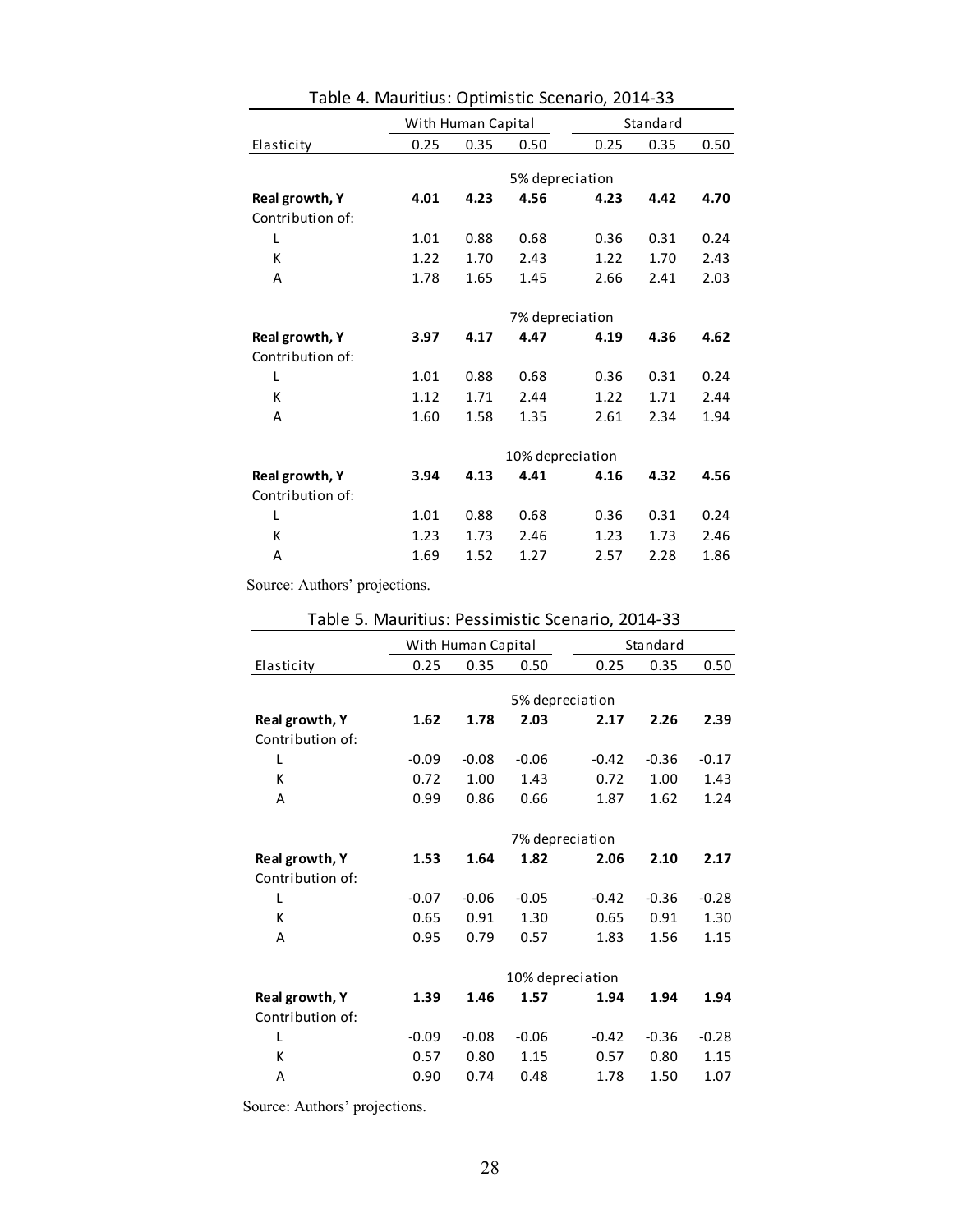Table 4. Mauritius: Optimistic Scenario, 2014-33

| | With Human Capital | | | Standard | | |
|---|---|---|---|---|---|---|
| Elasticity | 0.25 | 0.35 | 0.50 | 0.25 | 0.35 | 0.50 |
| | | | 5% depreciation | | | |
| **Real growth, Y** | **4.01** | **4.23** | **4.56** | **4.23** | **4.42** | **4.70** |
| Contribution of: | | | | | | |
| L | 1.01 | 0.88 | 0.68 | 0.36 | 0.31 | 0.24 |
| K | 1.22 | 1.70 | 2.43 | 1.22 | 1.70 | 2.43 |
| A | 1.78 | 1.65 | 1.45 | 2.66 | 2.41 | 2.03 |
| | | | 7% depreciation | | | |
| **Real growth, Y** | **3.97** | **4.17** | **4.47** | **4.19** | **4.36** | **4.62** |
| Contribution of: | | | | | | |
| L | 1.01 | 0.88 | 0.68 | 0.36 | 0.31 | 0.24 |
| K | 1.12 | 1.71 | 2.44 | 1.22 | 1.71 | 2.44 |
| A | 1.60 | 1.58 | 1.35 | 2.61 | 2.34 | 1.94 |
| | | | 10% depreciation | | | |
| **Real growth, Y** | **3.94** | **4.13** | **4.41** | **4.16** | **4.32** | **4.56** |
| Contribution of: | | | | | | |
| L | 1.01 | 0.88 | 0.68 | 0.36 | 0.31 | 0.24 |
| K | 1.23 | 1.73 | 2.46 | 1.23 | 1.73 | 2.46 |
| A | 1.69 | 1.52 | 1.27 | 2.57 | 2.28 | 1.86 |

Source: Authors' projections.

Table 5. Mauritius: Pessimistic Scenario, 2014-33

| | With Human Capital | | | Standard | | |
|---|---|---|---|---|---|---|
| Elasticity | 0.25 | 0.35 | 0.50 | 0.25 | 0.35 | 0.50 |
| | | | 5% depreciation | | | |
| **Real growth, Y** | **1.62** | **1.78** | **2.03** | **2.17** | **2.26** | **2.39** |
| Contribution of: | | | | | | |
| L | -0.09 | -0.08 | -0.06 | -0.42 | -0.36 | -0.17 |
| K | 0.72 | 1.00 | 1.43 | 0.72 | 1.00 | 1.43 |
| A | 0.99 | 0.86 | 0.66 | 1.87 | 1.62 | 1.24 |
| | | | 7% depreciation | | | |
| **Real growth, Y** | **1.53** | **1.64** | **1.82** | **2.06** | **2.10** | **2.17** |
| Contribution of: | | | | | | |
| L | -0.07 | -0.06 | -0.05 | -0.42 | -0.36 | -0.28 |
| K | 0.65 | 0.91 | 1.30 | 0.65 | 0.91 | 1.30 |
| A | 0.95 | 0.79 | 0.57 | 1.83 | 1.56 | 1.15 |
| | | | 10% depreciation | | | |
| **Real growth, Y** | **1.39** | **1.46** | **1.57** | **1.94** | **1.94** | **1.94** |
| Contribution of: | | | | | | |
| L | -0.09 | -0.08 | -0.06 | -0.42 | -0.36 | -0.28 |
| K | 0.57 | 0.80 | 1.15 | 0.57 | 0.80 | 1.15 |
| A | 0.90 | 0.74 | 0.48 | 1.78 | 1.50 | 1.07 |

Source: Authors' projections.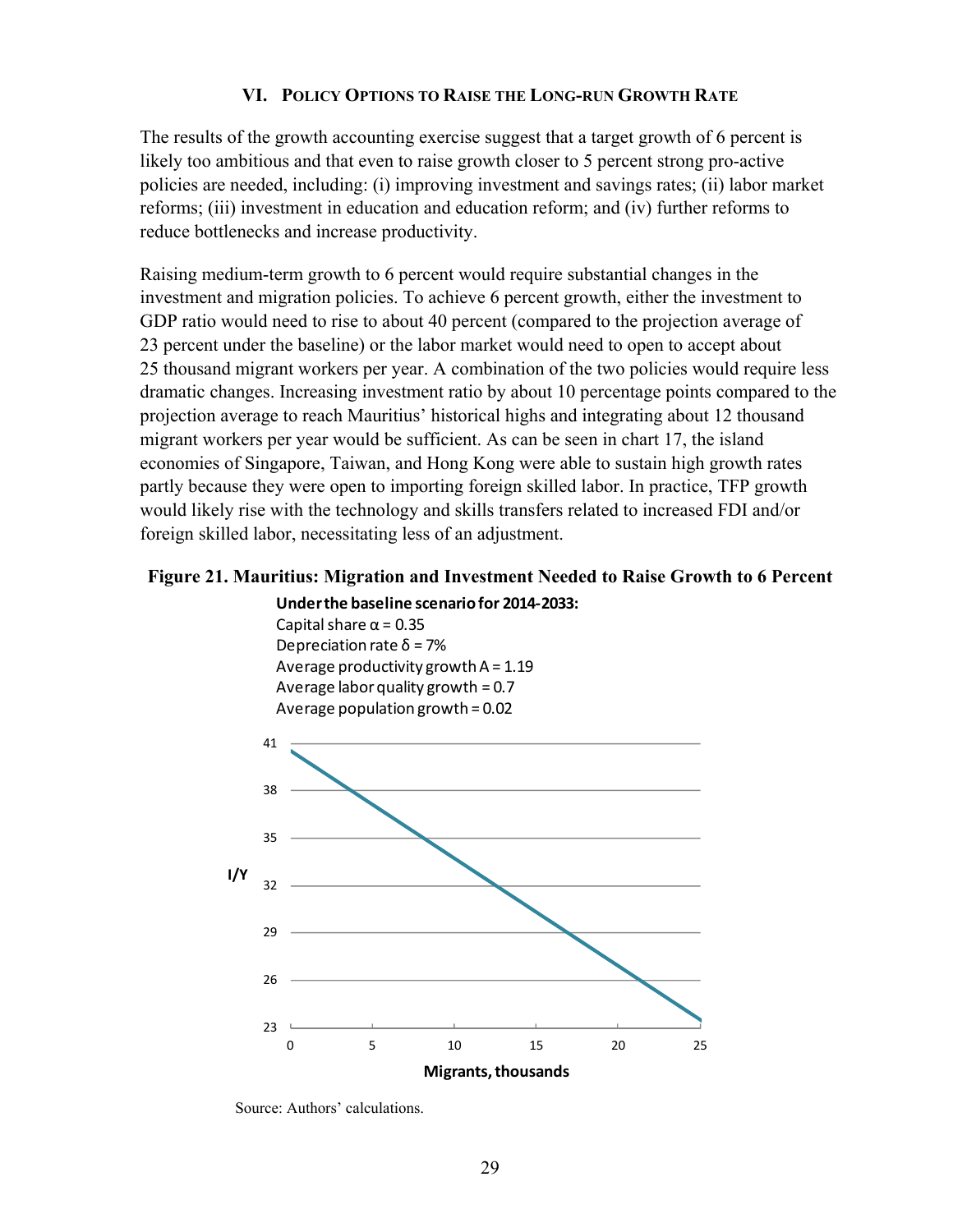## VI. Policy Options to Raise the Long-run Growth Rate

The results of the growth accounting exercise suggest that a target growth of 6 percent is likely too ambitious and that even to raise growth closer to 5 percent strong pro-active policies are needed, including: (i) improving investment and savings rates; (ii) labor market reforms; (iii) investment in education and education reform; and (iv) further reforms to reduce bottlenecks and increase productivity.

Raising medium-term growth to 6 percent would require substantial changes in the investment and migration policies. To achieve 6 percent growth, either the investment to GDP ratio would need to rise to about 40 percent (compared to the projection average of 23 percent under the baseline) or the labor market would need to open to accept about 25 thousand migrant workers per year. A combination of the two policies would require less dramatic changes. Increasing investment ratio by about 10 percentage points compared to the projection average to reach Mauritius' historical highs and integrating about 12 thousand migrant workers per year would be sufficient. As can be seen in chart 17, the island economies of Singapore, Taiwan, and Hong Kong were able to sustain high growth rates partly because they were open to importing foreign skilled labor. In practice, TFP growth would likely rise with the technology and skills transfers related to increased FDI and/or foreign skilled labor, necessitating less of an adjustment.

**Figure 21. Mauritius: Migration and Investment Needed to Raise Growth to 6 Percent**

**Under the baseline scenario for 2014-2033:**
Capital share $\alpha = 0.35$
Depreciation rate $\delta = 7\%$
Average productivity growth A = 1.19
Average labor quality growth = 0.7
Average population growth = 0.02

Source: Authors' calculations.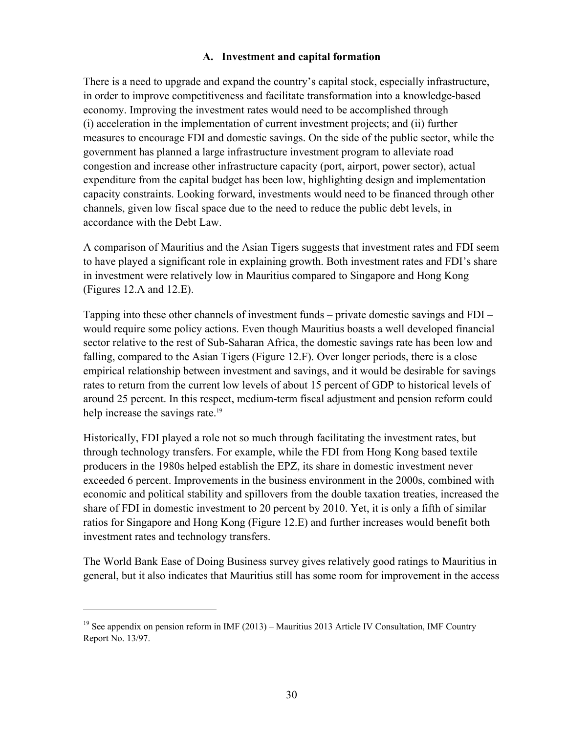### A. Investment and capital formation

There is a need to upgrade and expand the country's capital stock, especially infrastructure, in order to improve competitiveness and facilitate transformation into a knowledge-based economy. Improving the investment rates would need to be accomplished through (i) acceleration in the implementation of current investment projects; and (ii) further measures to encourage FDI and domestic savings. On the side of the public sector, while the government has planned a large infrastructure investment program to alleviate road congestion and increase other infrastructure capacity (port, airport, power sector), actual expenditure from the capital budget has been low, highlighting design and implementation capacity constraints. Looking forward, investments would need to be financed through other channels, given low fiscal space due to the need to reduce the public debt levels, in accordance with the Debt Law.

A comparison of Mauritius and the Asian Tigers suggests that investment rates and FDI seem to have played a significant role in explaining growth. Both investment rates and FDI's share in investment were relatively low in Mauritius compared to Singapore and Hong Kong (Figures 12.A and 12.E).

Tapping into these other channels of investment funds – private domestic savings and FDI – would require some policy actions. Even though Mauritius boasts a well developed financial sector relative to the rest of Sub-Saharan Africa, the domestic savings rate has been low and falling, compared to the Asian Tigers (Figure 12.F). Over longer periods, there is a close empirical relationship between investment and savings, and it would be desirable for savings rates to return from the current low levels of about 15 percent of GDP to historical levels of around 25 percent. In this respect, medium-term fiscal adjustment and pension reform could help increase the savings rate.[19]

Historically, FDI played a role not so much through facilitating the investment rates, but through technology transfers. For example, while the FDI from Hong Kong based textile producers in the 1980s helped establish the EPZ, its share in domestic investment never exceeded 6 percent. Improvements in the business environment in the 2000s, combined with economic and political stability and spillovers from the double taxation treaties, increased the share of FDI in domestic investment to 20 percent by 2010. Yet, it is only a fifth of similar ratios for Singapore and Hong Kong (Figure 12.E) and further increases would benefit both investment rates and technology transfers.

The World Bank Ease of Doing Business survey gives relatively good ratings to Mauritius in general, but it also indicates that Mauritius still has some room for improvement in the access

---

[19] See appendix on pension reform in IMF (2013) – Mauritius 2013 Article IV Consultation, IMF Country Report No. 13/97.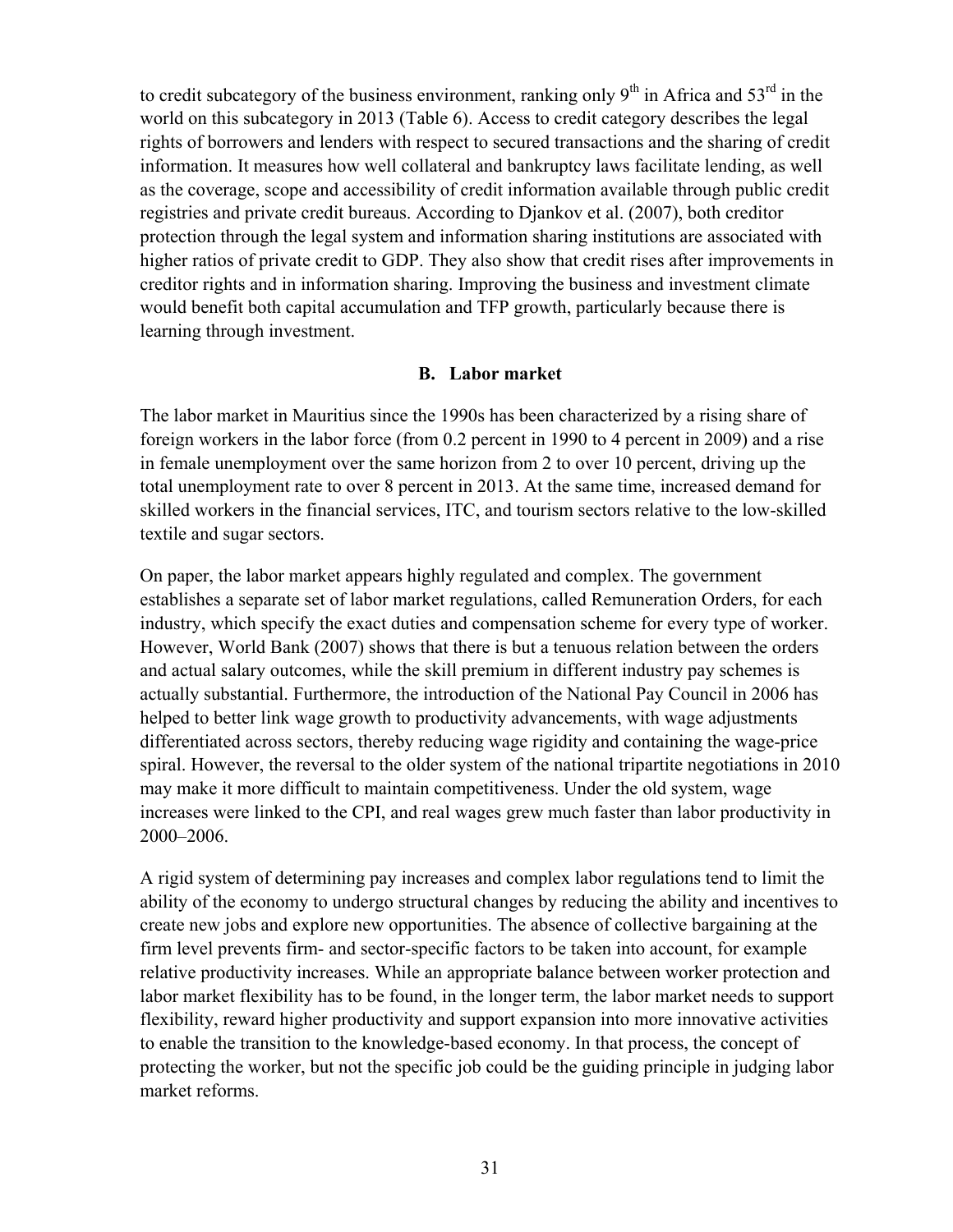to credit subcategory of the business environment, ranking only 9th in Africa and 53rd in the world on this subcategory in 2013 (Table 6). Access to credit category describes the legal rights of borrowers and lenders with respect to secured transactions and the sharing of credit information. It measures how well collateral and bankruptcy laws facilitate lending, as well as the coverage, scope and accessibility of credit information available through public credit registries and private credit bureaus. According to Djankov et al. (2007), both creditor protection through the legal system and information sharing institutions are associated with higher ratios of private credit to GDP. They also show that credit rises after improvements in creditor rights and in information sharing. Improving the business and investment climate would benefit both capital accumulation and TFP growth, particularly because there is learning through investment.

### B. Labor market

The labor market in Mauritius since the 1990s has been characterized by a rising share of foreign workers in the labor force (from 0.2 percent in 1990 to 4 percent in 2009) and a rise in female unemployment over the same horizon from 2 to over 10 percent, driving up the total unemployment rate to over 8 percent in 2013. At the same time, increased demand for skilled workers in the financial services, ITC, and tourism sectors relative to the low-skilled textile and sugar sectors.

On paper, the labor market appears highly regulated and complex. The government establishes a separate set of labor market regulations, called Remuneration Orders, for each industry, which specify the exact duties and compensation scheme for every type of worker. However, World Bank (2007) shows that there is but a tenuous relation between the orders and actual salary outcomes, while the skill premium in different industry pay schemes is actually substantial. Furthermore, the introduction of the National Pay Council in 2006 has helped to better link wage growth to productivity advancements, with wage adjustments differentiated across sectors, thereby reducing wage rigidity and containing the wage-price spiral. However, the reversal to the older system of the national tripartite negotiations in 2010 may make it more difficult to maintain competitiveness. Under the old system, wage increases were linked to the CPI, and real wages grew much faster than labor productivity in 2000–2006.

A rigid system of determining pay increases and complex labor regulations tend to limit the ability of the economy to undergo structural changes by reducing the ability and incentives to create new jobs and explore new opportunities. The absence of collective bargaining at the firm level prevents firm- and sector-specific factors to be taken into account, for example relative productivity increases. While an appropriate balance between worker protection and labor market flexibility has to be found, in the longer term, the labor market needs to support flexibility, reward higher productivity and support expansion into more innovative activities to enable the transition to the knowledge-based economy. In that process, the concept of protecting the worker, but not the specific job could be the guiding principle in judging labor market reforms.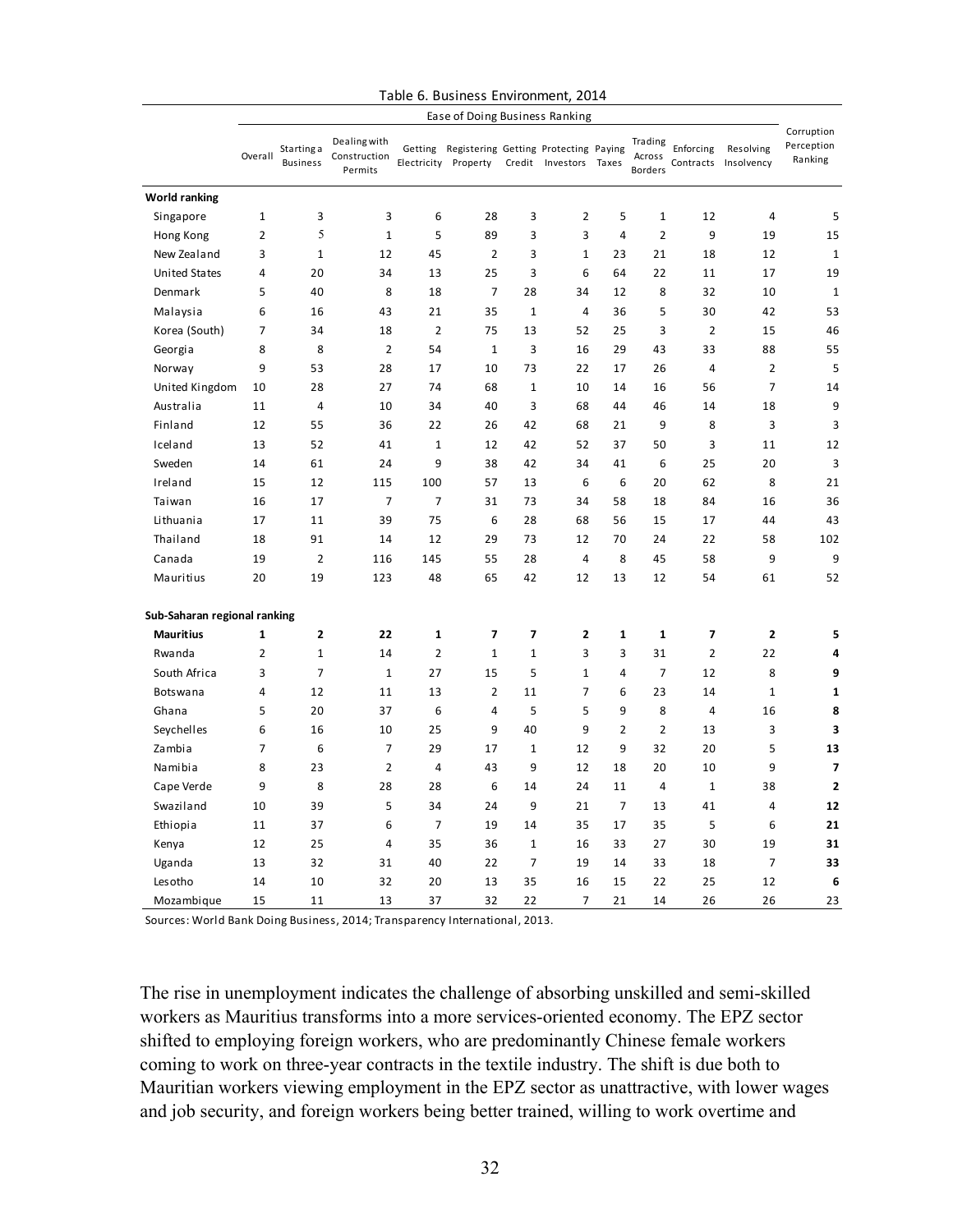Table 6. Business Environment, 2014

| | Ease of Doing Business Ranking | | | | | | | | | | | Corruption Perception Ranking |
|---|---|---|---|---|---|---|---|---|---|---|---|---|
| | Overall | Starting a Business | Dealing with Construction Permits | Getting Electricity | Registering Property | Getting Credit | Protecting Investors | Paying Taxes | Trading Across Borders | Enforcing Contracts | Resolving Insolvency | |
| **World ranking** | | | | | | | | | | | | |
| Singapore | 1 | 3 | 3 | 6 | 28 | 3 | 2 | 5 | 1 | 12 | 4 | 5 |
| Hong Kong | 2 | 5 | 1 | 5 | 89 | 3 | 3 | 4 | 2 | 9 | 19 | 15 |
| New Zealand | 3 | 1 | 12 | 45 | 2 | 3 | 1 | 23 | 21 | 18 | 12 | 1 |
| United States | 4 | 20 | 34 | 13 | 25 | 3 | 6 | 64 | 22 | 11 | 17 | 19 |
| Denmark | 5 | 40 | 8 | 18 | 7 | 28 | 34 | 12 | 8 | 32 | 10 | 1 |
| Malaysia | 6 | 16 | 43 | 21 | 35 | 1 | 4 | 36 | 5 | 30 | 42 | 53 |
| Korea (South) | 7 | 34 | 18 | 2 | 75 | 13 | 52 | 25 | 3 | 2 | 15 | 46 |
| Georgia | 8 | 8 | 2 | 54 | 1 | 3 | 16 | 29 | 43 | 33 | 88 | 55 |
| Norway | 9 | 53 | 28 | 17 | 10 | 73 | 22 | 17 | 26 | 4 | 2 | 5 |
| United Kingdom | 10 | 28 | 27 | 74 | 68 | 1 | 10 | 14 | 16 | 56 | 7 | 14 |
| Australia | 11 | 4 | 10 | 34 | 40 | 3 | 68 | 44 | 46 | 14 | 18 | 9 |
| Finland | 12 | 55 | 36 | 22 | 26 | 42 | 68 | 21 | 9 | 8 | 3 | 3 |
| Iceland | 13 | 52 | 41 | 1 | 12 | 42 | 52 | 37 | 50 | 3 | 11 | 12 |
| Sweden | 14 | 61 | 24 | 9 | 38 | 42 | 34 | 41 | 6 | 25 | 20 | 3 |
| Ireland | 15 | 12 | 115 | 100 | 57 | 13 | 6 | 6 | 20 | 62 | 8 | 21 |
| Taiwan | 16 | 17 | 7 | 7 | 31 | 73 | 34 | 58 | 18 | 84 | 16 | 36 |
| Lithuania | 17 | 11 | 39 | 75 | 6 | 28 | 68 | 56 | 15 | 17 | 44 | 43 |
| Thailand | 18 | 91 | 14 | 12 | 29 | 73 | 12 | 70 | 24 | 22 | 58 | 102 |
| Canada | 19 | 2 | 116 | 145 | 55 | 28 | 4 | 8 | 45 | 58 | 9 | 9 |
| Mauritius | 20 | 19 | 123 | 48 | 65 | 42 | 12 | 13 | 12 | 54 | 61 | 52 |
| **Sub-Saharan regional ranking** | | | | | | | | | | | | |
| **Mauritius** | **1** | **2** | **22** | **1** | **7** | **7** | **2** | **1** | **1** | **7** | **2** | **5** |
| Rwanda | 2 | 1 | 14 | 2 | 1 | 1 | 3 | 3 | 31 | 2 | 22 | **4** |
| South Africa | 3 | 7 | 1 | 27 | 15 | 5 | 1 | 4 | 7 | 12 | 8 | **9** |
| Botswana | 4 | 12 | 11 | 13 | 2 | 11 | 7 | 6 | 23 | 14 | 1 | **1** |
| Ghana | 5 | 20 | 37 | 6 | 4 | 5 | 5 | 9 | 8 | 4 | 16 | **8** |
| Seychelles | 6 | 16 | 10 | 25 | 9 | 40 | 9 | 2 | 2 | 13 | 3 | **3** |
| Zambia | 7 | 6 | 7 | 29 | 17 | 1 | 12 | 9 | 32 | 20 | 5 | **13** |
| Namibia | 8 | 23 | 2 | 4 | 43 | 9 | 12 | 18 | 20 | 10 | 9 | **7** |
| Cape Verde | 9 | 8 | 28 | 28 | 6 | 14 | 24 | 11 | 4 | 1 | 38 | **2** |
| Swaziland | 10 | 39 | 5 | 34 | 24 | 9 | 21 | 7 | 13 | 41 | 4 | **12** |
| Ethiopia | 11 | 37 | 6 | 7 | 19 | 14 | 35 | 17 | 35 | 5 | 6 | **21** |
| Kenya | 12 | 25 | 4 | 35 | 36 | 1 | 16 | 33 | 27 | 30 | 19 | **31** |
| Uganda | 13 | 32 | 31 | 40 | 22 | 7 | 19 | 14 | 33 | 18 | 7 | **33** |
| Lesotho | 14 | 10 | 32 | 20 | 13 | 35 | 16 | 15 | 22 | 25 | 12 | **6** |
| Mozambique | 15 | 11 | 13 | 37 | 32 | 22 | 7 | 21 | 14 | 26 | 26 | 23 |

Sources: World Bank Doing Business, 2014; Transparency International, 2013.

The rise in unemployment indicates the challenge of absorbing unskilled and semi-skilled workers as Mauritius transforms into a more services-oriented economy. The EPZ sector shifted to employing foreign workers, who are predominantly Chinese female workers coming to work on three-year contracts in the textile industry. The shift is due both to Mauritian workers viewing employment in the EPZ sector as unattractive, with lower wages and job security, and foreign workers being better trained, willing to work overtime and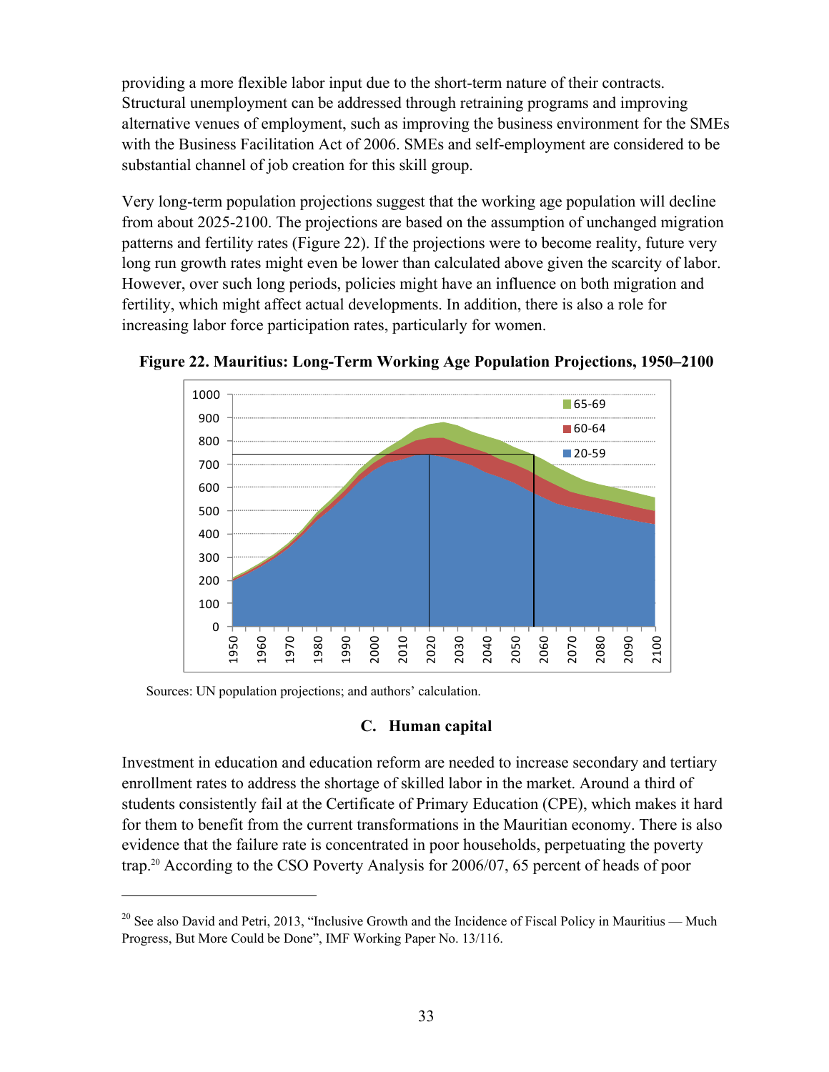providing a more flexible labor input due to the short-term nature of their contracts. Structural unemployment can be addressed through retraining programs and improving alternative venues of employment, such as improving the business environment for the SMEs with the Business Facilitation Act of 2006. SMEs and self-employment are considered to be substantial channel of job creation for this skill group.

Very long-term population projections suggest that the working age population will decline from about 2025-2100. The projections are based on the assumption of unchanged migration patterns and fertility rates (Figure 22). If the projections were to become reality, future very long run growth rates might even be lower than calculated above given the scarcity of labor. However, over such long periods, policies might have an influence on both migration and fertility, which might affect actual developments. In addition, there is also a role for increasing labor force participation rates, particularly for women.

**Figure 22. Mauritius: Long-Term Working Age Population Projections, 1950–2100**

Sources: UN population projections; and authors' calculation.

## C. Human capital

Investment in education and education reform are needed to increase secondary and tertiary enrollment rates to address the shortage of skilled labor in the market. Around a third of students consistently fail at the Certificate of Primary Education (CPE), which makes it hard for them to benefit from the current transformations in the Mauritian economy. There is also evidence that the failure rate is concentrated in poor households, perpetuating the poverty trap.[20] According to the CSO Poverty Analysis for 2006/07, 65 percent of heads of poor

[20] See also David and Petri, 2013, "Inclusive Growth and the Incidence of Fiscal Policy in Mauritius — Much Progress, But More Could be Done", IMF Working Paper No. 13/116.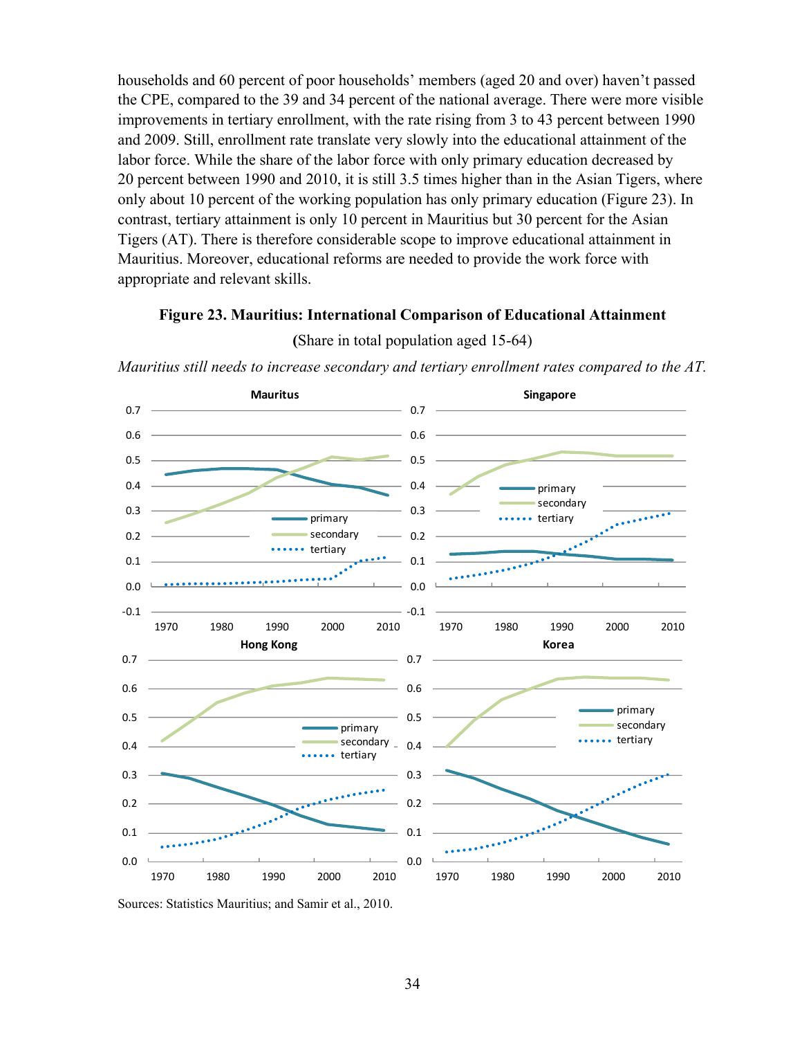households and 60 percent of poor households' members (aged 20 and over) haven't passed the CPE, compared to the 39 and 34 percent of the national average. There were more visible improvements in tertiary enrollment, with the rate rising from 3 to 43 percent between 1990 and 2009. Still, enrollment rate translate very slowly into the educational attainment of the labor force. While the share of the labor force with only primary education decreased by 20 percent between 1990 and 2010, it is still 3.5 times higher than in the Asian Tigers, where only about 10 percent of the working population has only primary education (Figure 23). In contrast, tertiary attainment is only 10 percent in Mauritius but 30 percent for the Asian Tigers (AT). There is therefore considerable scope to improve educational attainment in Mauritius. Moreover, educational reforms are needed to provide the work force with appropriate and relevant skills.

**Figure 23. Mauritius: International Comparison of Educational Attainment**

(Share in total population aged 15-64)

*Mauritius still needs to increase secondary and tertiary enrollment rates compared to the AT.*

Sources: Statistics Mauritius; and Samir et al., 2010.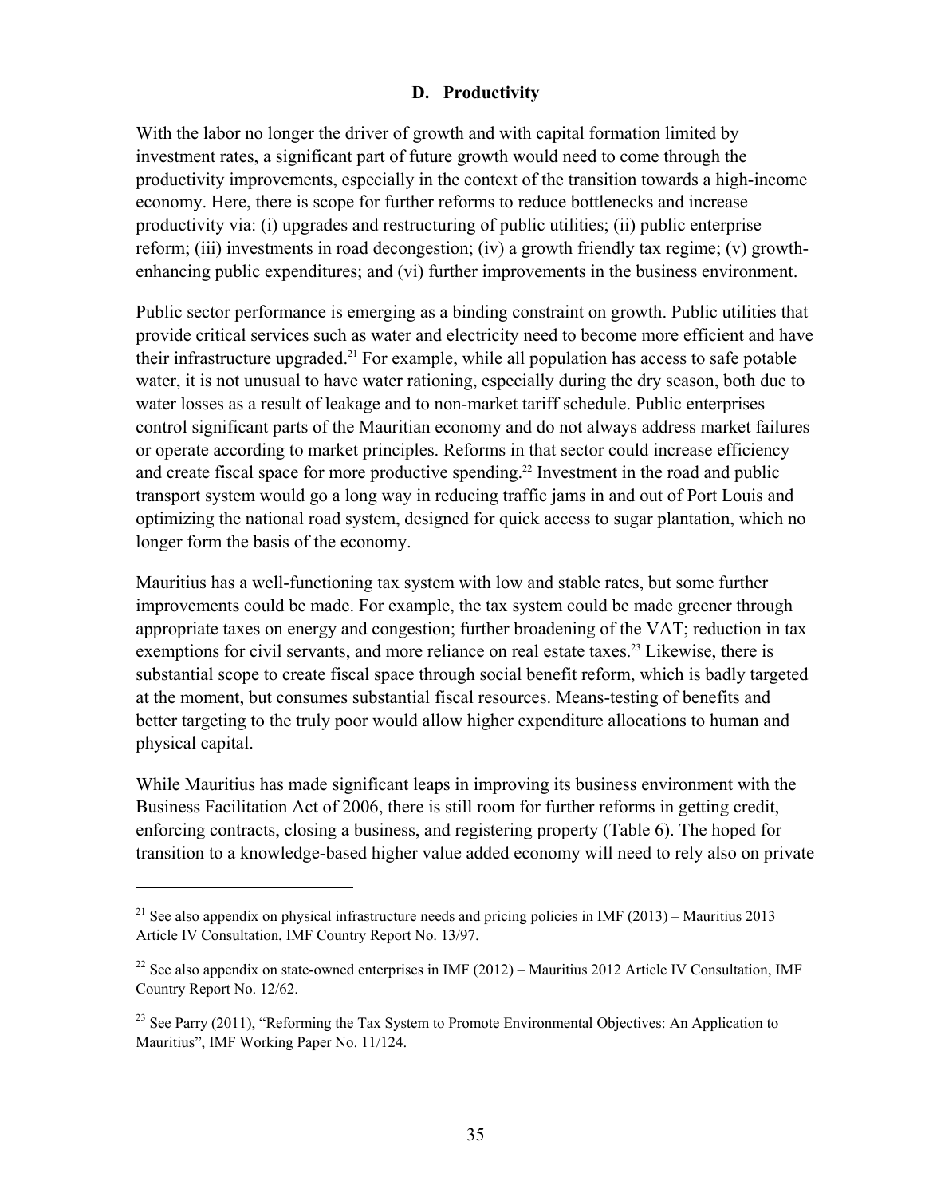### D. Productivity

With the labor no longer the driver of growth and with capital formation limited by investment rates, a significant part of future growth would need to come through the productivity improvements, especially in the context of the transition towards a high-income economy. Here, there is scope for further reforms to reduce bottlenecks and increase productivity via: (i) upgrades and restructuring of public utilities; (ii) public enterprise reform; (iii) investments in road decongestion; (iv) a growth friendly tax regime; (v) growth-enhancing public expenditures; and (vi) further improvements in the business environment.

Public sector performance is emerging as a binding constraint on growth. Public utilities that provide critical services such as water and electricity need to become more efficient and have their infrastructure upgraded.[21] For example, while all population has access to safe potable water, it is not unusual to have water rationing, especially during the dry season, both due to water losses as a result of leakage and to non-market tariff schedule. Public enterprises control significant parts of the Mauritian economy and do not always address market failures or operate according to market principles. Reforms in that sector could increase efficiency and create fiscal space for more productive spending.[22] Investment in the road and public transport system would go a long way in reducing traffic jams in and out of Port Louis and optimizing the national road system, designed for quick access to sugar plantation, which no longer form the basis of the economy.

Mauritius has a well-functioning tax system with low and stable rates, but some further improvements could be made. For example, the tax system could be made greener through appropriate taxes on energy and congestion; further broadening of the VAT; reduction in tax exemptions for civil servants, and more reliance on real estate taxes.[23] Likewise, there is substantial scope to create fiscal space through social benefit reform, which is badly targeted at the moment, but consumes substantial fiscal resources. Means-testing of benefits and better targeting to the truly poor would allow higher expenditure allocations to human and physical capital.

While Mauritius has made significant leaps in improving its business environment with the Business Facilitation Act of 2006, there is still room for further reforms in getting credit, enforcing contracts, closing a business, and registering property (Table 6). The hoped for transition to a knowledge-based higher value added economy will need to rely also on private

---

[21] See also appendix on physical infrastructure needs and pricing policies in IMF (2013) – Mauritius 2013 Article IV Consultation, IMF Country Report No. 13/97.

[22] See also appendix on state-owned enterprises in IMF (2012) – Mauritius 2012 Article IV Consultation, IMF Country Report No. 12/62.

[23] See Parry (2011), "Reforming the Tax System to Promote Environmental Objectives: An Application to Mauritius", IMF Working Paper No. 11/124.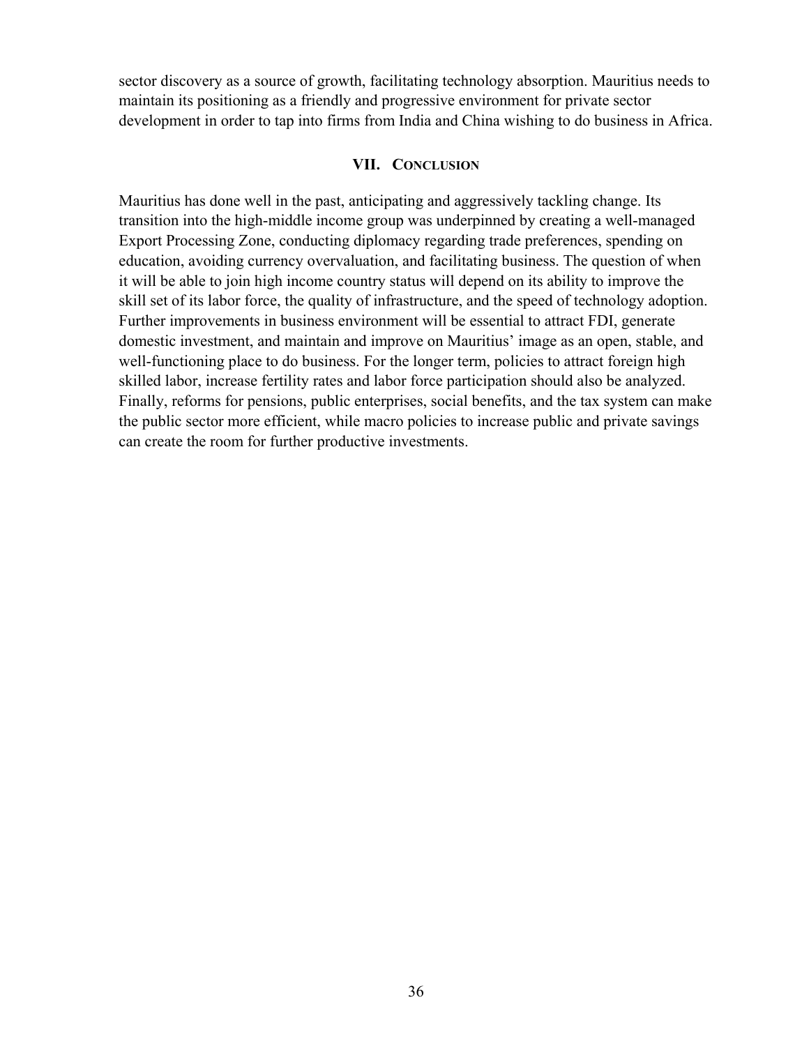sector discovery as a source of growth, facilitating technology absorption. Mauritius needs to maintain its positioning as a friendly and progressive environment for private sector development in order to tap into firms from India and China wishing to do business in Africa.

## VII. Conclusion

Mauritius has done well in the past, anticipating and aggressively tackling change. Its transition into the high-middle income group was underpinned by creating a well-managed Export Processing Zone, conducting diplomacy regarding trade preferences, spending on education, avoiding currency overvaluation, and facilitating business. The question of when it will be able to join high income country status will depend on its ability to improve the skill set of its labor force, the quality of infrastructure, and the speed of technology adoption. Further improvements in business environment will be essential to attract FDI, generate domestic investment, and maintain and improve on Mauritius' image as an open, stable, and well-functioning place to do business. For the longer term, policies to attract foreign high skilled labor, increase fertility rates and labor force participation should also be analyzed. Finally, reforms for pensions, public enterprises, social benefits, and the tax system can make the public sector more efficient, while macro policies to increase public and private savings can create the room for further productive investments.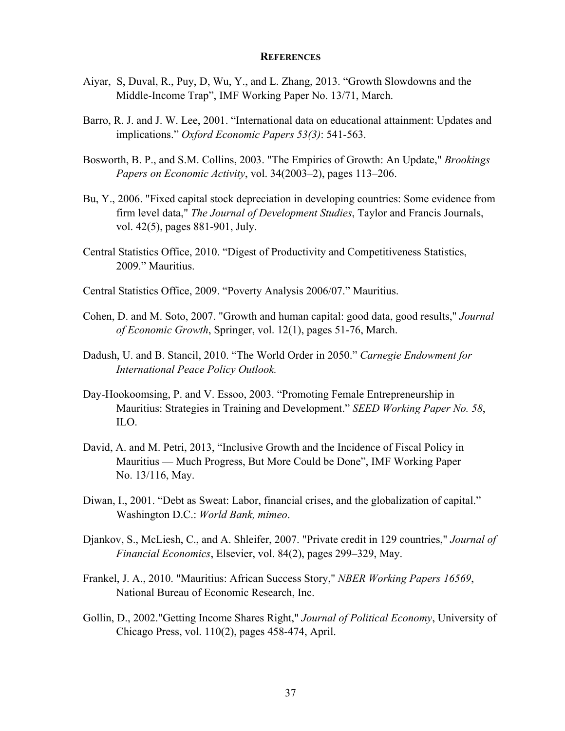## REFERENCES

Aiyar, S, Duval, R., Puy, D, Wu, Y., and L. Zhang, 2013. "Growth Slowdowns and the Middle-Income Trap", IMF Working Paper No. 13/71, March.

Barro, R. J. and J. W. Lee, 2001. "International data on educational attainment: Updates and implications." *Oxford Economic Papers 53(3)*: 541-563.

Bosworth, B. P., and S.M. Collins, 2003. "The Empirics of Growth: An Update," *Brookings Papers on Economic Activity*, vol. 34(2003–2), pages 113–206.

Bu, Y., 2006. "Fixed capital stock depreciation in developing countries: Some evidence from firm level data," *The Journal of Development Studies*, Taylor and Francis Journals, vol. 42(5), pages 881-901, July.

Central Statistics Office, 2010. "Digest of Productivity and Competitiveness Statistics, 2009." Mauritius.

Central Statistics Office, 2009. "Poverty Analysis 2006/07." Mauritius.

Cohen, D. and M. Soto, 2007. "Growth and human capital: good data, good results," *Journal of Economic Growth*, Springer, vol. 12(1), pages 51-76, March.

Dadush, U. and B. Stancil, 2010. "The World Order in 2050." *Carnegie Endowment for International Peace Policy Outlook.*

Day-Hookoomsing, P. and V. Essoo, 2003. "Promoting Female Entrepreneurship in Mauritius: Strategies in Training and Development." *SEED Working Paper No. 58*, ILO.

David, A. and M. Petri, 2013, "Inclusive Growth and the Incidence of Fiscal Policy in Mauritius — Much Progress, But More Could be Done", IMF Working Paper No. 13/116, May.

Diwan, I., 2001. "Debt as Sweat: Labor, financial crises, and the globalization of capital." Washington D.C.: *World Bank, mimeo*.

Djankov, S., McLiesh, C., and A. Shleifer, 2007. "Private credit in 129 countries," *Journal of Financial Economics*, Elsevier, vol. 84(2), pages 299–329, May.

Frankel, J. A., 2010. "Mauritius: African Success Story," *NBER Working Papers 16569*, National Bureau of Economic Research, Inc.

Gollin, D., 2002."Getting Income Shares Right," *Journal of Political Economy*, University of Chicago Press, vol. 110(2), pages 458-474, April.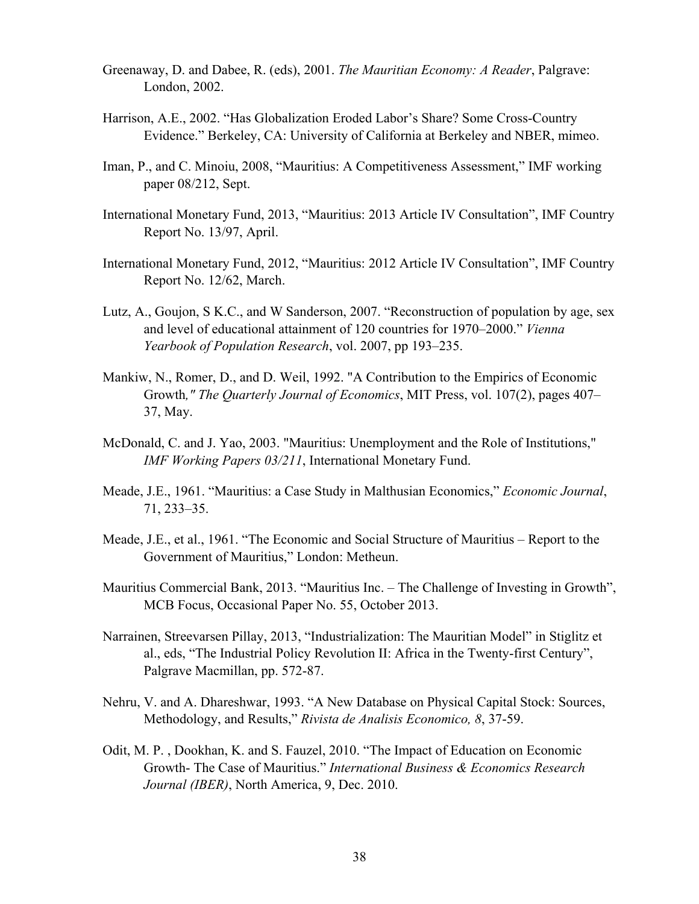Greenaway, D. and Dabee, R. (eds), 2001. *The Mauritian Economy: A Reader*, Palgrave: London, 2002.

Harrison, A.E., 2002. "Has Globalization Eroded Labor's Share? Some Cross-Country Evidence." Berkeley, CA: University of California at Berkeley and NBER, mimeo.

Iman, P., and C. Minoiu, 2008, "Mauritius: A Competitiveness Assessment," IMF working paper 08/212, Sept.

International Monetary Fund, 2013, "Mauritius: 2013 Article IV Consultation", IMF Country Report No. 13/97, April.

International Monetary Fund, 2012, "Mauritius: 2012 Article IV Consultation", IMF Country Report No. 12/62, March.

Lutz, A., Goujon, S K.C., and W Sanderson, 2007. "Reconstruction of population by age, sex and level of educational attainment of 120 countries for 1970–2000." *Vienna Yearbook of Population Research*, vol. 2007, pp 193–235.

Mankiw, N., Romer, D., and D. Weil, 1992. "A Contribution to the Empirics of Economic Growth*," The Quarterly Journal of Economics*, MIT Press, vol. 107(2), pages 407–37, May.

McDonald, C. and J. Yao, 2003. "Mauritius: Unemployment and the Role of Institutions," *IMF Working Papers 03/211*, International Monetary Fund.

Meade, J.E., 1961. "Mauritius: a Case Study in Malthusian Economics," *Economic Journal*, 71, 233–35.

Meade, J.E., et al., 1961. "The Economic and Social Structure of Mauritius – Report to the Government of Mauritius," London: Metheun.

Mauritius Commercial Bank, 2013. "Mauritius Inc. – The Challenge of Investing in Growth", MCB Focus, Occasional Paper No. 55, October 2013.

Narrainen, Streevarsen Pillay, 2013, "Industrialization: The Mauritian Model" in Stiglitz et al., eds, "The Industrial Policy Revolution II: Africa in the Twenty-first Century", Palgrave Macmillan, pp. 572-87.

Nehru, V. and A. Dhareshwar, 1993. "A New Database on Physical Capital Stock: Sources, Methodology, and Results," *Rivista de Analisis Economico, 8*, 37-59.

Odit, M. P. , Dookhan, K. and S. Fauzel, 2010. "The Impact of Education on Economic Growth- The Case of Mauritius." *International Business & Economics Research Journal (IBER)*, North America, 9, Dec. 2010.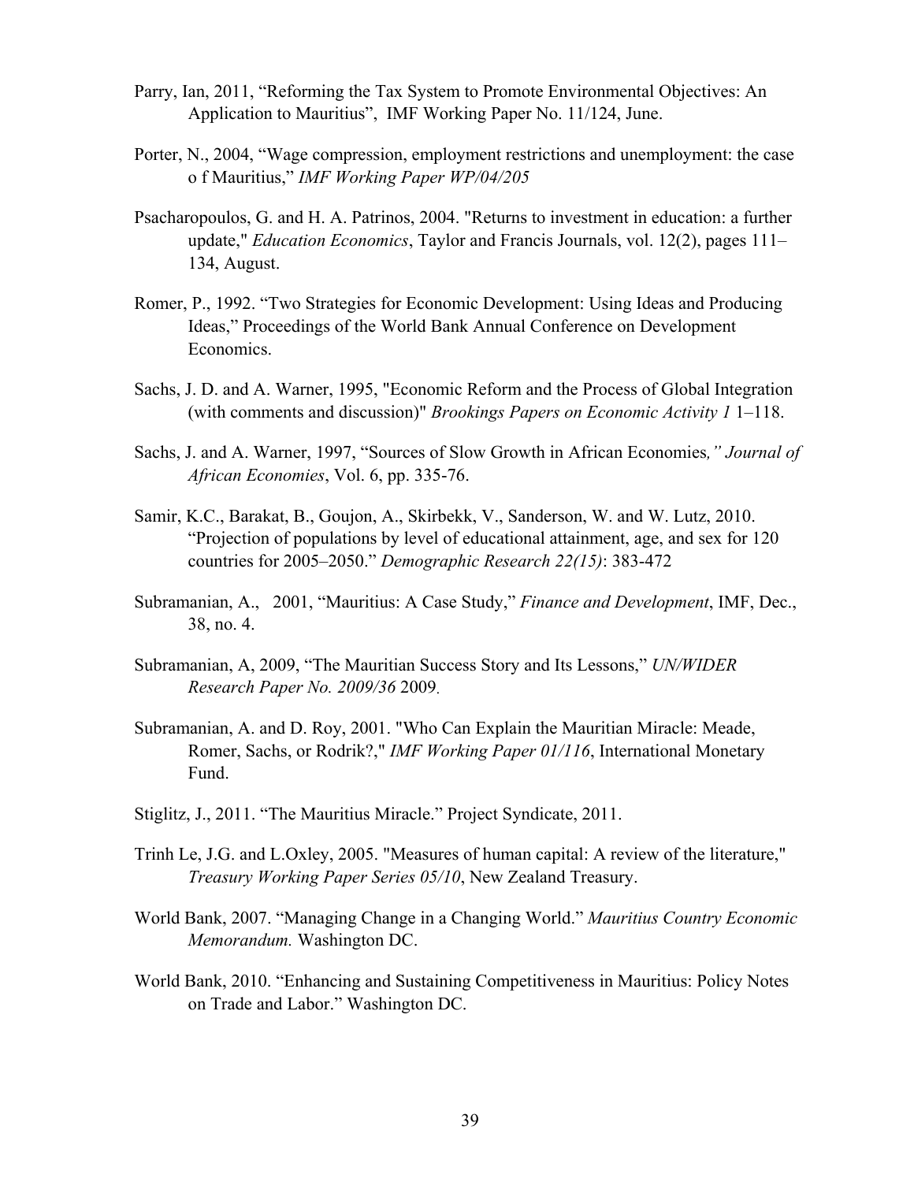Parry, Ian, 2011, “Reforming the Tax System to Promote Environmental Objectives: An Application to Mauritius”, IMF Working Paper No. 11/124, June.

Porter, N., 2004, “Wage compression, employment restrictions and unemployment: the case o f Mauritius,” *IMF Working Paper WP/04/205*

Psacharopoulos, G. and H. A. Patrinos, 2004. "Returns to investment in education: a further update," *Education Economics*, Taylor and Francis Journals, vol. 12(2), pages 111–134, August.

Romer, P., 1992. “Two Strategies for Economic Development: Using Ideas and Producing Ideas,” Proceedings of the World Bank Annual Conference on Development Economics.

Sachs, J. D. and A. Warner, 1995, "Economic Reform and the Process of Global Integration (with comments and discussion)" *Brookings Papers on Economic Activity 1* 1–118.

Sachs, J. and A. Warner, 1997, “Sources of Slow Growth in African Economies*,” Journal of African Economies*, Vol. 6, pp. 335-76.

Samir, K.C., Barakat, B., Goujon, A., Skirbekk, V., Sanderson, W. and W. Lutz, 2010. “Projection of populations by level of educational attainment, age, and sex for 120 countries for 2005–2050.” *Demographic Research 22(15)*: 383-472

Subramanian, A., 2001, “Mauritius: A Case Study,” *Finance and Development*, IMF, Dec., 38, no. 4.

Subramanian, A, 2009, “The Mauritian Success Story and Its Lessons,” *UN/WIDER Research Paper No. 2009/36* 2009.

Subramanian, A. and D. Roy, 2001. "Who Can Explain the Mauritian Miracle: Meade, Romer, Sachs, or Rodrik?," *IMF Working Paper 01/116*, International Monetary Fund.

Stiglitz, J., 2011. “The Mauritius Miracle.” Project Syndicate, 2011.

Trinh Le, J.G. and L.Oxley, 2005. "Measures of human capital: A review of the literature," *Treasury Working Paper Series 05/10*, New Zealand Treasury.

World Bank, 2007. “Managing Change in a Changing World.” *Mauritius Country Economic Memorandum.* Washington DC.

World Bank, 2010. “Enhancing and Sustaining Competitiveness in Mauritius: Policy Notes on Trade and Labor.” Washington DC.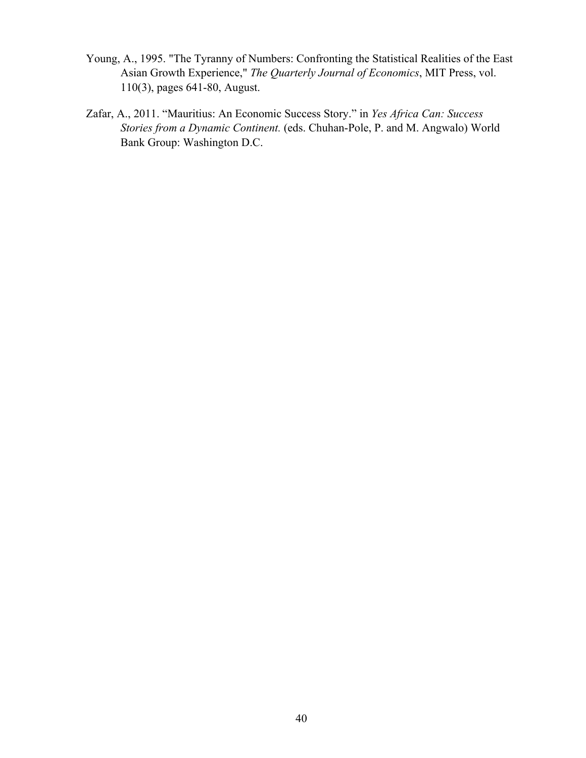Young, A., 1995. "The Tyranny of Numbers: Confronting the Statistical Realities of the East Asian Growth Experience," *The Quarterly Journal of Economics*, MIT Press, vol. 110(3), pages 641-80, August.

Zafar, A., 2011. "Mauritius: An Economic Success Story." in *Yes Africa Can: Success Stories from a Dynamic Continent.* (eds. Chuhan-Pole, P. and M. Angwalo) World Bank Group: Washington D.C.